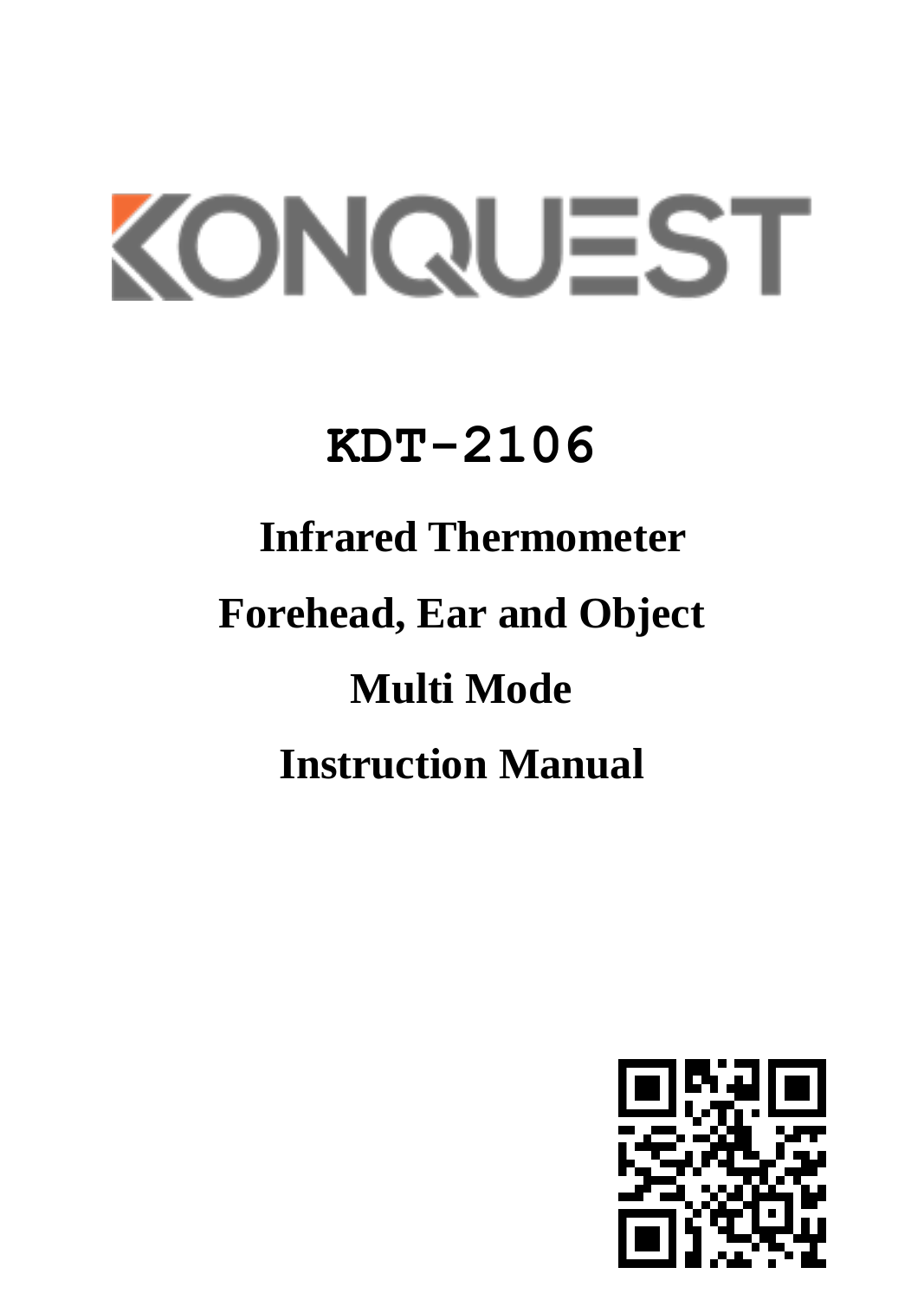# KONQUEST

# KDT-2106

## Infrared Thermometer

## Forehead, Ear and Object

## Multi Mode

## Instruction Manual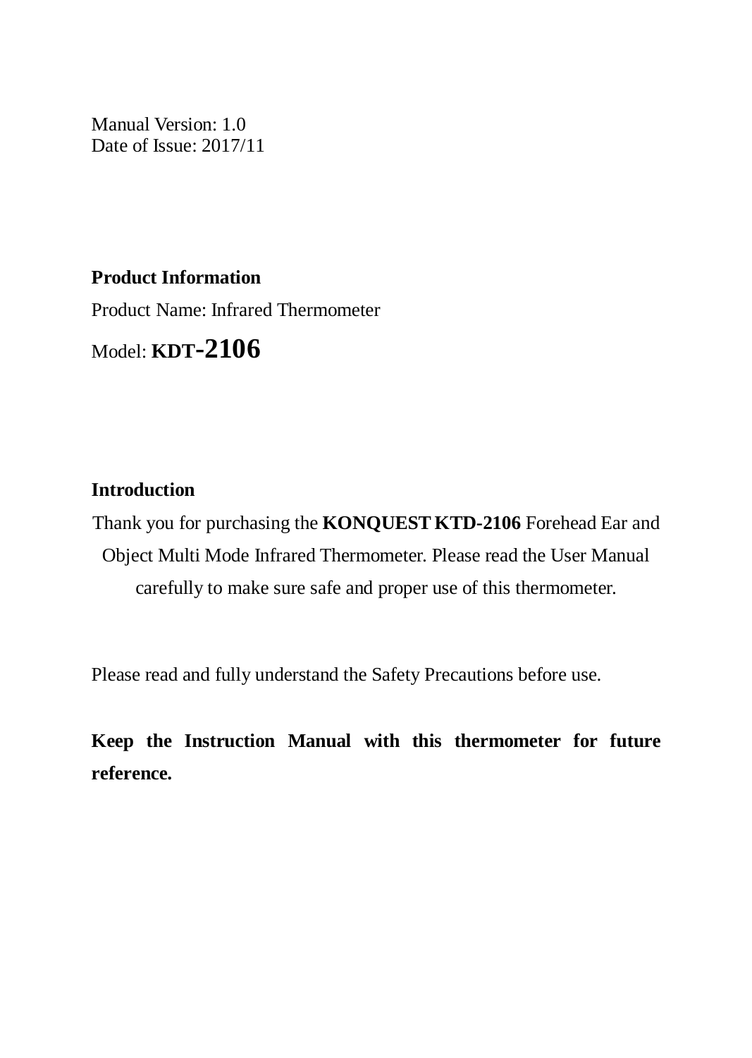Manual Version: 1.0
Date of Issue: 2017/11

**Product Information**

Product Name: Infrared Thermometer

Model: **KDT-2106**

**Introduction**

Thank you for purchasing the **KONQUEST KTD-2106** Forehead Ear and Object Multi Mode Infrared Thermometer. Please read the User Manual carefully to make sure safe and proper use of this thermometer.

Please read and fully understand the Safety Precautions before use.

**Keep the Instruction Manual with this thermometer for future reference.**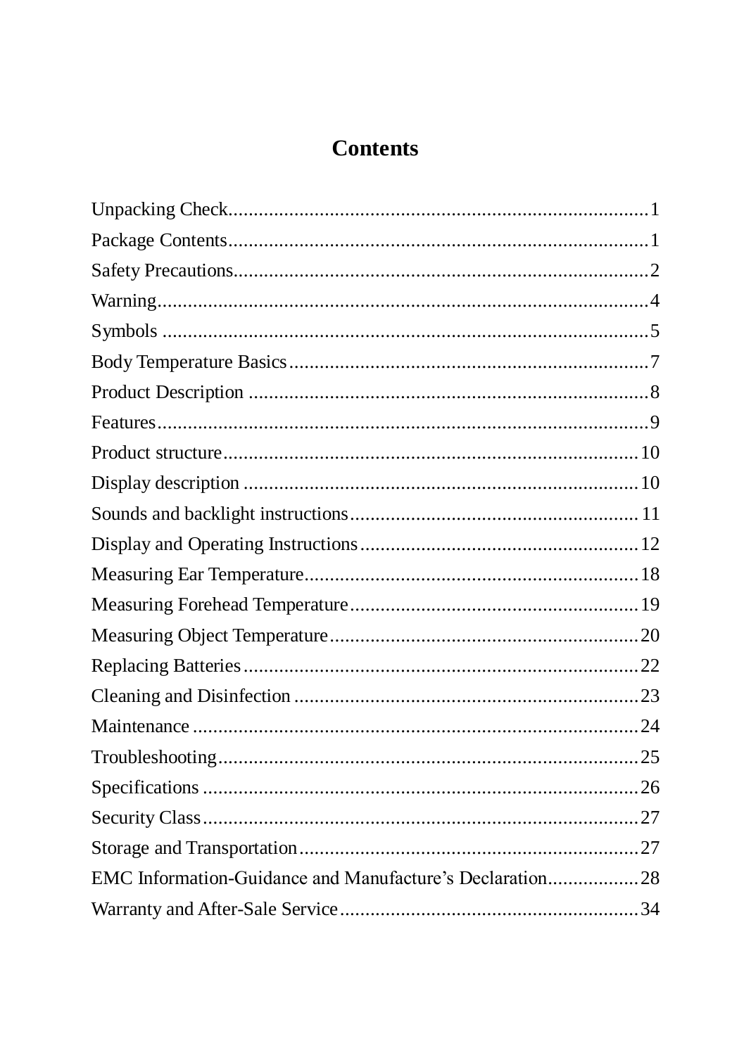# Contents

Unpacking Check.................................................................................1
Package Contents.................................................................................1
Safety Precautions...............................................................................2
Warning...............................................................................................4
Symbols ..............................................................................................5
Body Temperature Basics....................................................................7
Product Description ............................................................................8
Features...............................................................................................9
Product structure...............................................................................10
Display description ...........................................................................10
Sounds and backlight instructions......................................................11
Display and Operating Instructions....................................................12
Measuring Ear Temperature...............................................................18
Measuring Forehead Temperature......................................................19
Measuring Object Temperature..........................................................20
Replacing Batteries............................................................................22
Cleaning and Disinfection .................................................................23
Maintenance ......................................................................................24
Troubleshooting.................................................................................25
Specifications ....................................................................................26
Security Class....................................................................................27
Storage and Transportation................................................................27
EMC Information-Guidance and Manufacture's Declaration.................28
Warranty and After-Sale Service.........................................................34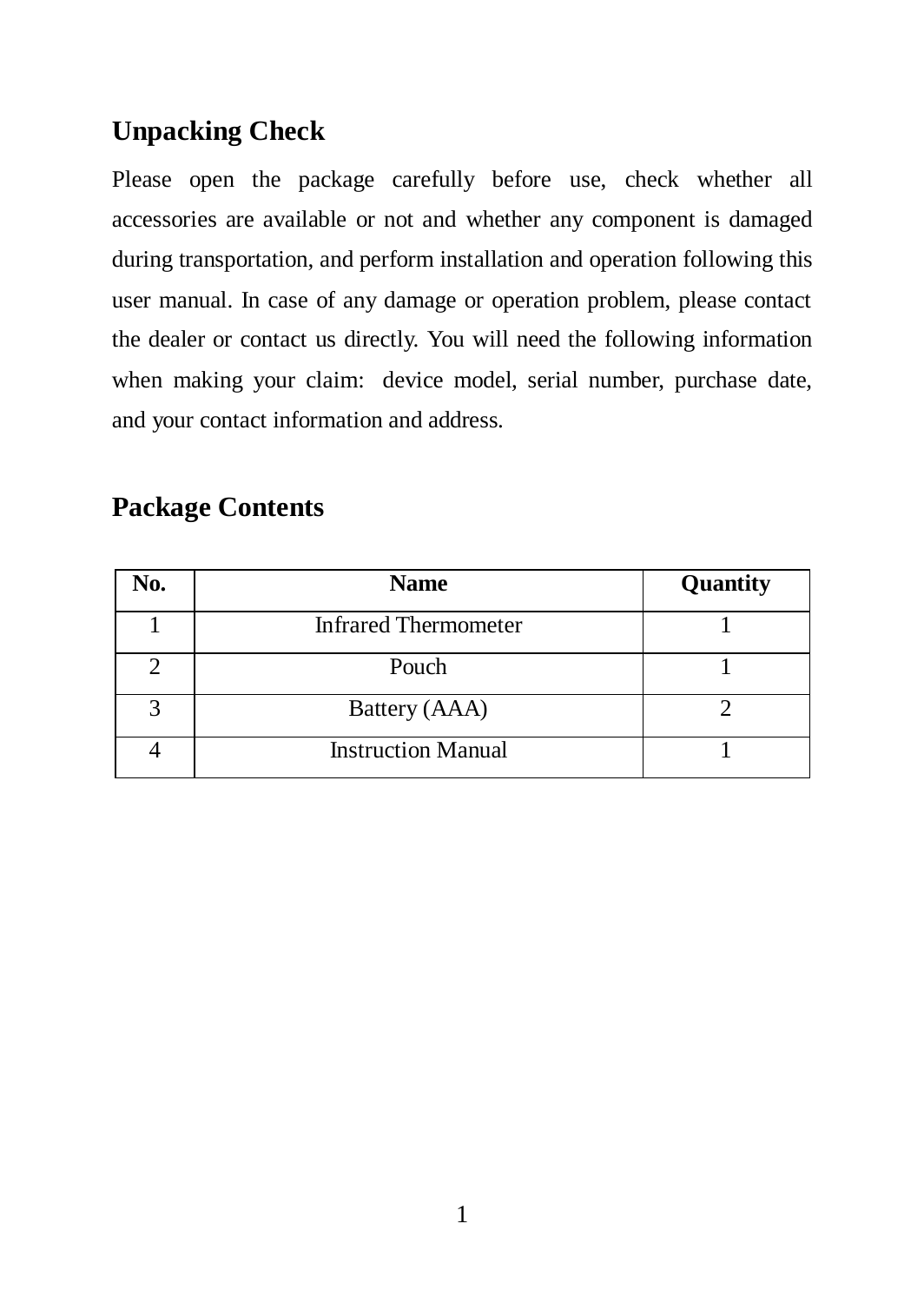## Unpacking Check

Please open the package carefully before use, check whether all accessories are available or not and whether any component is damaged during transportation, and perform installation and operation following this user manual. In case of any damage or operation problem, please contact the dealer or contact us directly. You will need the following information when making your claim: device model, serial number, purchase date, and your contact information and address.

## Package Contents

| No. | Name | Quantity |
|---|---|---|
| 1 | Infrared Thermometer | 1 |
| 2 | Pouch | 1 |
| 3 | Battery (AAA) | 2 |
| 4 | Instruction Manual | 1 |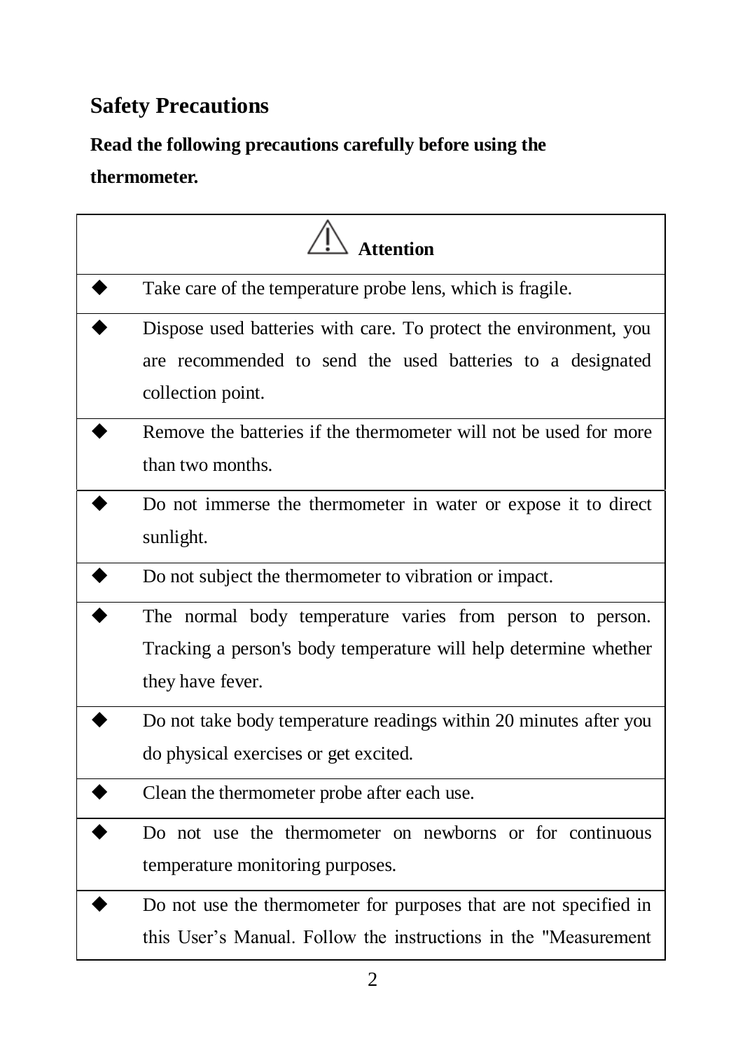## Safety Precautions

**Read the following precautions carefully before using the thermometer.**

| ⚠ **Attention** | |
|---|---|
| ◆ | Take care of the temperature probe lens, which is fragile. |
| ◆ | Dispose used batteries with care. To protect the environment, you are recommended to send the used batteries to a designated collection point. |
| ◆ | Remove the batteries if the thermometer will not be used for more than two months. |
| ◆ | Do not immerse the thermometer in water or expose it to direct sunlight. |
| ◆ | Do not subject the thermometer to vibration or impact. |
| ◆ | The normal body temperature varies from person to person. Tracking a person's body temperature will help determine whether they have fever. |
| ◆ | Do not take body temperature readings within 20 minutes after you do physical exercises or get excited. |
| ◆ | Clean the thermometer probe after each use. |
| ◆ | Do not use the thermometer on newborns or for continuous temperature monitoring purposes. |
| ◆ | Do not use the thermometer for purposes that are not specified in this User’s Manual. Follow the instructions in the "Measurement |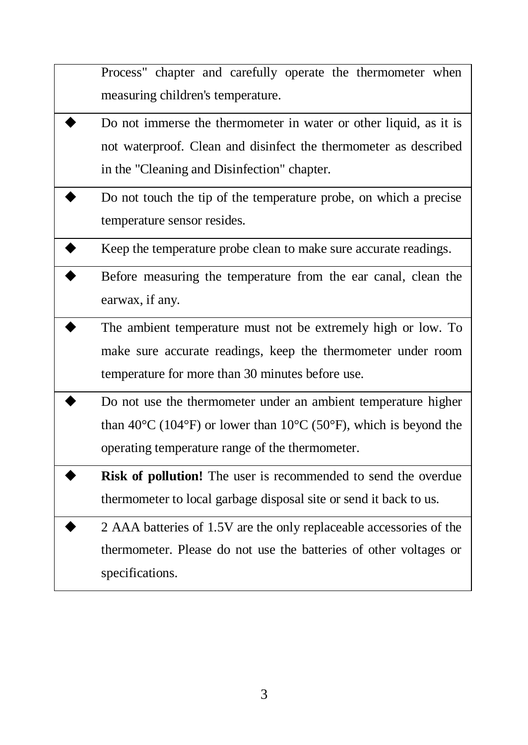| | |
|---|---|
| | Process" chapter and carefully operate the thermometer when measuring children's temperature. |
| ◆ | Do not immerse the thermometer in water or other liquid, as it is not waterproof. Clean and disinfect the thermometer as described in the "Cleaning and Disinfection" chapter. |
| ◆ | Do not touch the tip of the temperature probe, on which a precise temperature sensor resides. |
| ◆ | Keep the temperature probe clean to make sure accurate readings. |
| ◆ | Before measuring the temperature from the ear canal, clean the earwax, if any. |
| ◆ | The ambient temperature must not be extremely high or low. To make sure accurate readings, keep the thermometer under room temperature for more than 30 minutes before use. |
| ◆ | Do not use the thermometer under an ambient temperature higher than 40°C (104°F) or lower than 10°C (50°F), which is beyond the operating temperature range of the thermometer. |
| ◆ | **Risk of pollution!** The user is recommended to send the overdue thermometer to local garbage disposal site or send it back to us. |
| ◆ | 2 AAA batteries of 1.5V are the only replaceable accessories of the thermometer. Please do not use the batteries of other voltages or specifications. |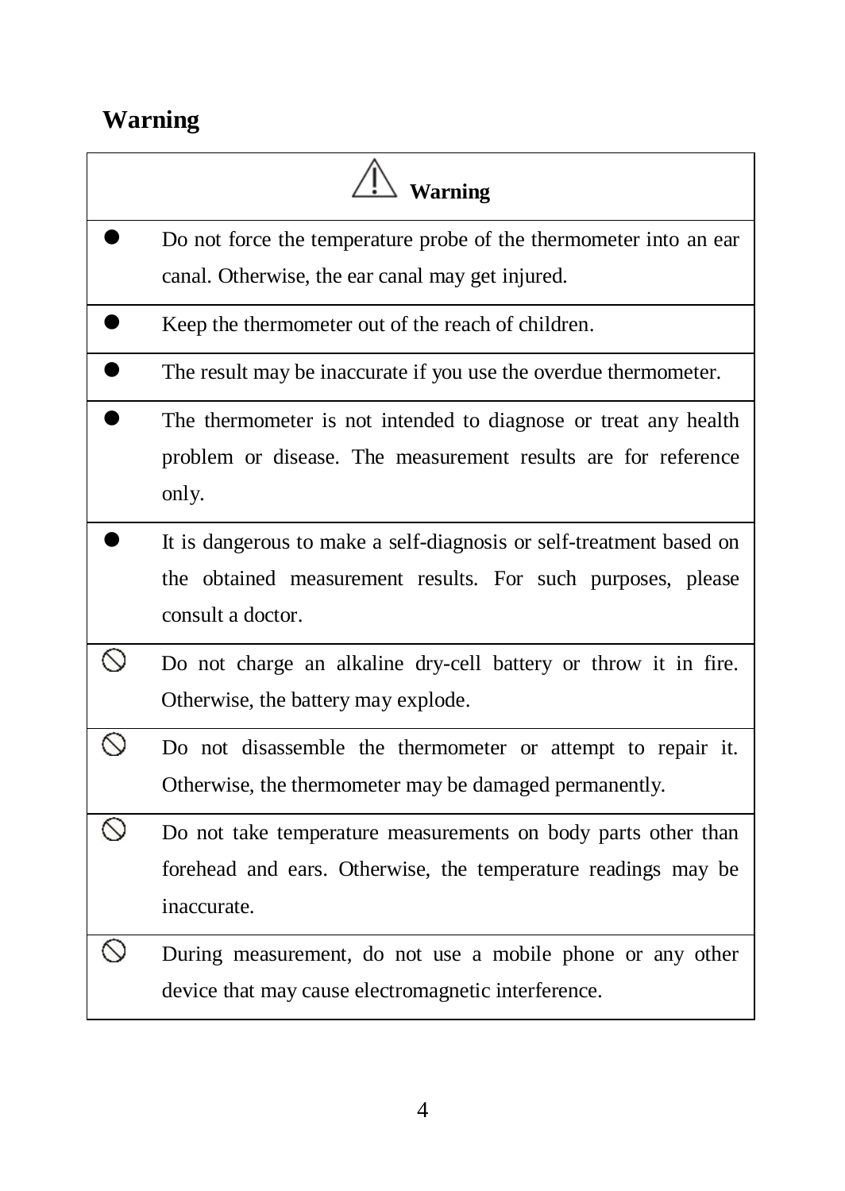## Warning

| | ⚠ Warning |
|---|---|
| ● | Do not force the temperature probe of the thermometer into an ear canal. Otherwise, the ear canal may get injured. |
| ● | Keep the thermometer out of the reach of children. |
| ● | The result may be inaccurate if you use the overdue thermometer. |
| ● | The thermometer is not intended to diagnose or treat any health problem or disease. The measurement results are for reference only. |
| ● | It is dangerous to make a self-diagnosis or self-treatment based on the obtained measurement results. For such purposes, please consult a doctor. |
| ⃠ | Do not charge an alkaline dry-cell battery or throw it in fire. Otherwise, the battery may explode. |
| ⃠ | Do not disassemble the thermometer or attempt to repair it. Otherwise, the thermometer may be damaged permanently. |
| ⃠ | Do not take temperature measurements on body parts other than forehead and ears. Otherwise, the temperature readings may be inaccurate. |
| ⃠ | During measurement, do not use a mobile phone or any other device that may cause electromagnetic interference. |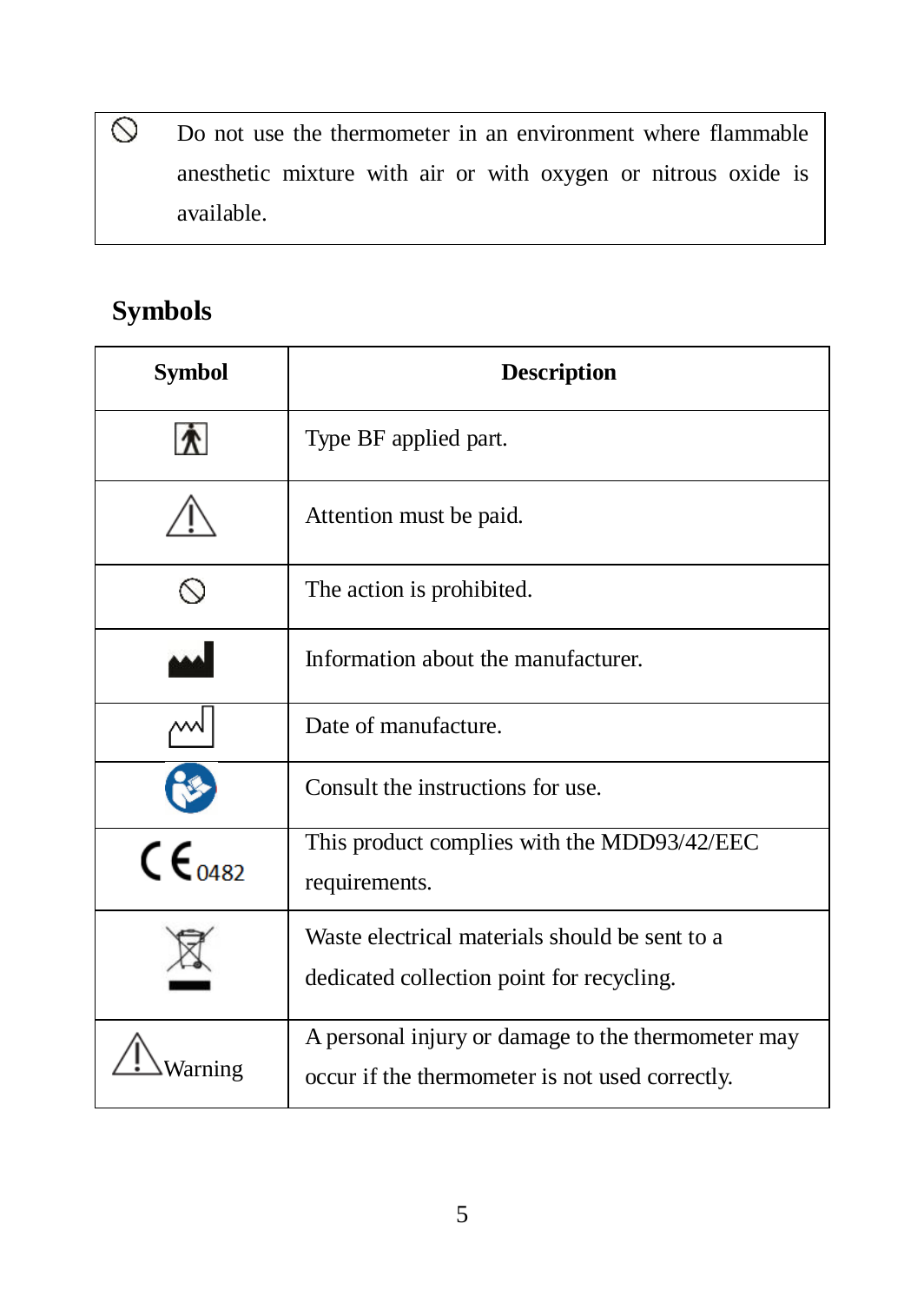| ⃠ | Do not use the thermometer in an environment where flammable anesthetic mixture with air or with oxygen or nitrous oxide is available. |
|---|---|

## Symbols

| Symbol | Description |
|---|---|
| | Type BF applied part. |
| ⚠ | Attention must be paid. |
| ⃠ | The action is prohibited. |
| | Information about the manufacturer. |
| | Date of manufacture. |
| | Consult the instructions for use. |
| CE 0482 | This product complies with the MDD93/42/EEC requirements. |
| | Waste electrical materials should be sent to a dedicated collection point for recycling. |
| ⚠ Warning | A personal injury or damage to the thermometer may occur if the thermometer is not used correctly. |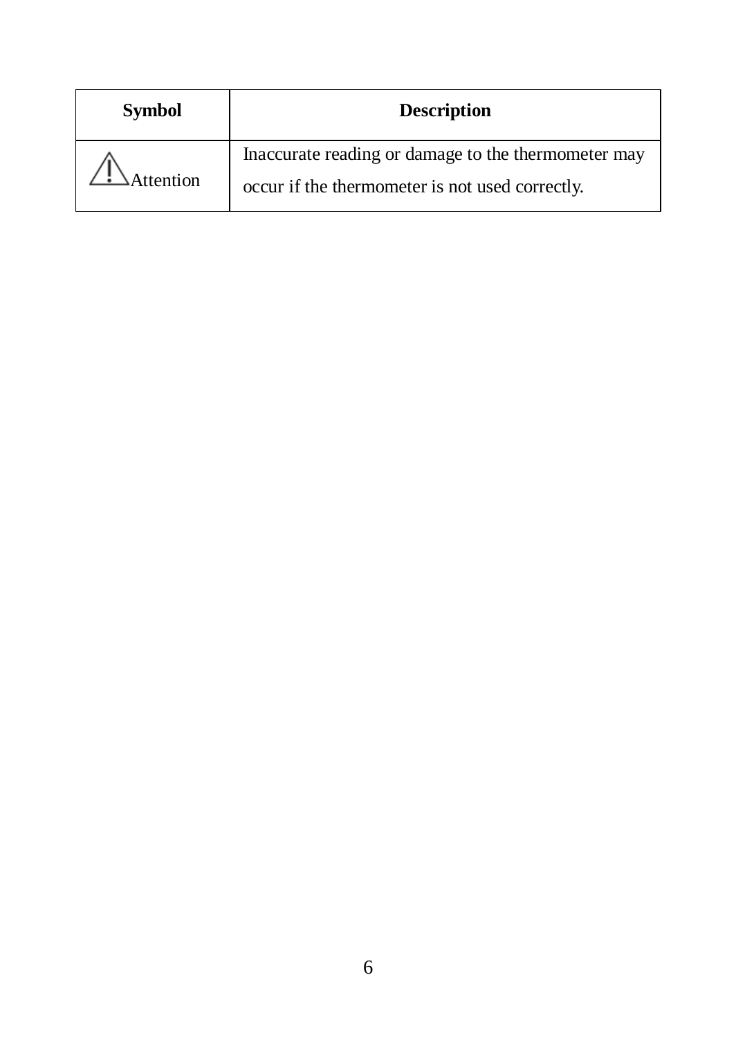| Symbol | Description |
| --- | --- |
| ⚠ Attention | Inaccurate reading or damage to the thermometer may occur if the thermometer is not used correctly. |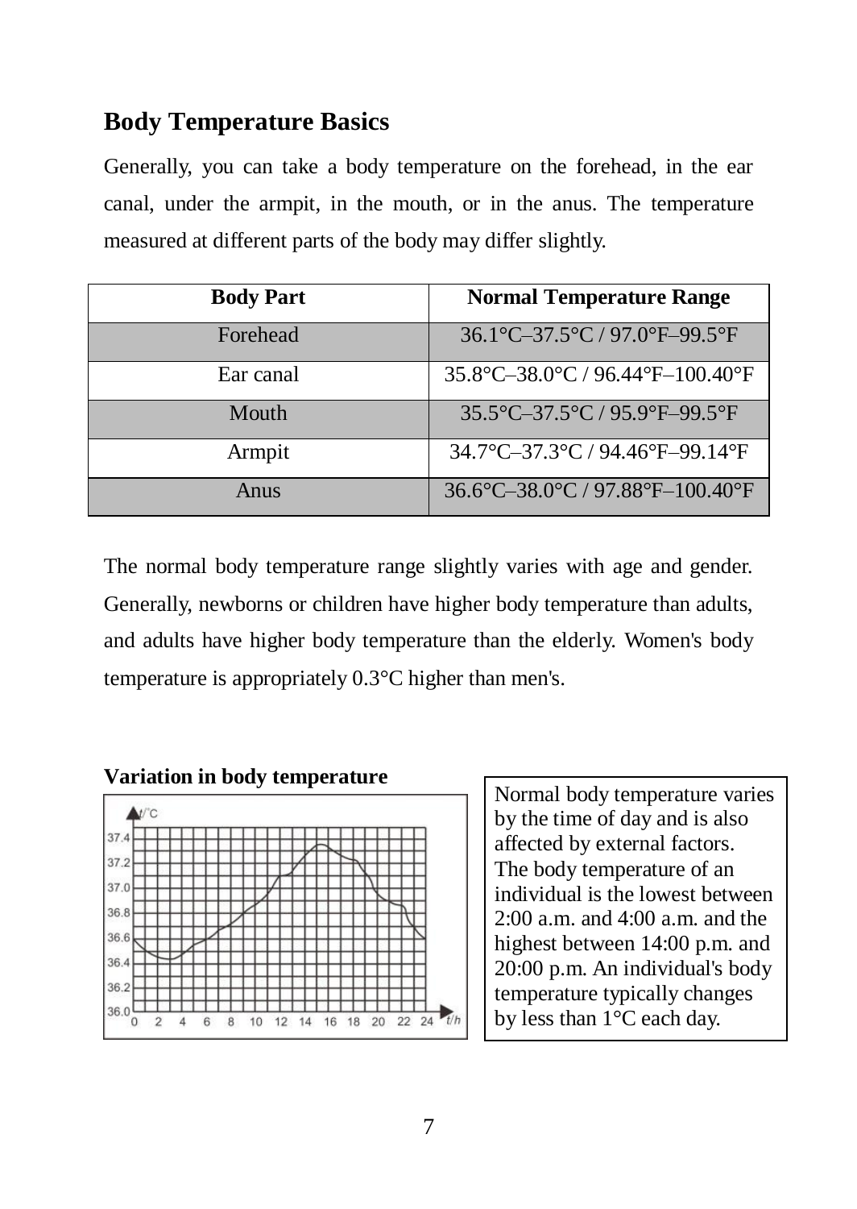## Body Temperature Basics

Generally, you can take a body temperature on the forehead, in the ear canal, under the armpit, in the mouth, or in the anus. The temperature measured at different parts of the body may differ slightly.

| Body Part | Normal Temperature Range |
|---|---|
| Forehead | 36.1°C–37.5°C / 97.0°F–99.5°F |
| Ear canal | 35.8°C–38.0°C / 96.44°F–100.40°F |
| Mouth | 35.5°C–37.5°C / 95.9°F–99.5°F |
| Armpit | 34.7°C–37.3°C / 94.46°F–99.14°F |
| Anus | 36.6°C–38.0°C / 97.88°F–100.40°F |

The normal body temperature range slightly varies with age and gender. Generally, newborns or children have higher body temperature than adults, and adults have higher body temperature than the elderly. Women's body temperature is appropriately 0.3°C higher than men's.

**Variation in body temperature**

Normal body temperature varies by the time of day and is also affected by external factors. The body temperature of an individual is the lowest between 2:00 a.m. and 4:00 a.m. and the highest between 14:00 p.m. and 20:00 p.m. An individual's body temperature typically changes by less than 1°C each day.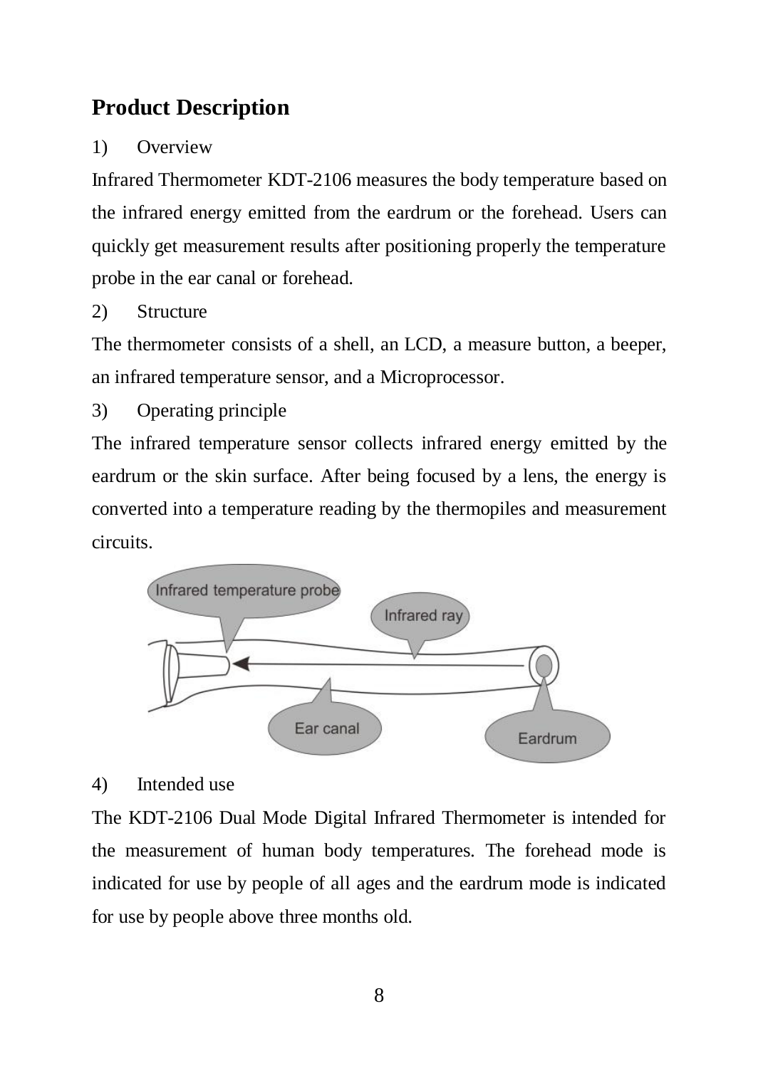## Product Description

1) Overview

Infrared Thermometer KDT-2106 measures the body temperature based on the infrared energy emitted from the eardrum or the forehead. Users can quickly get measurement results after positioning properly the temperature probe in the ear canal or forehead.

2) Structure

The thermometer consists of a shell, an LCD, a measure button, a beeper, an infrared temperature sensor, and a Microprocessor.

3) Operating principle

The infrared temperature sensor collects infrared energy emitted by the eardrum or the skin surface. After being focused by a lens, the energy is converted into a temperature reading by the thermopiles and measurement circuits.

4) Intended use

The KDT-2106 Dual Mode Digital Infrared Thermometer is intended for the measurement of human body temperatures. The forehead mode is indicated for use by people of all ages and the eardrum mode is indicated for use by people above three months old.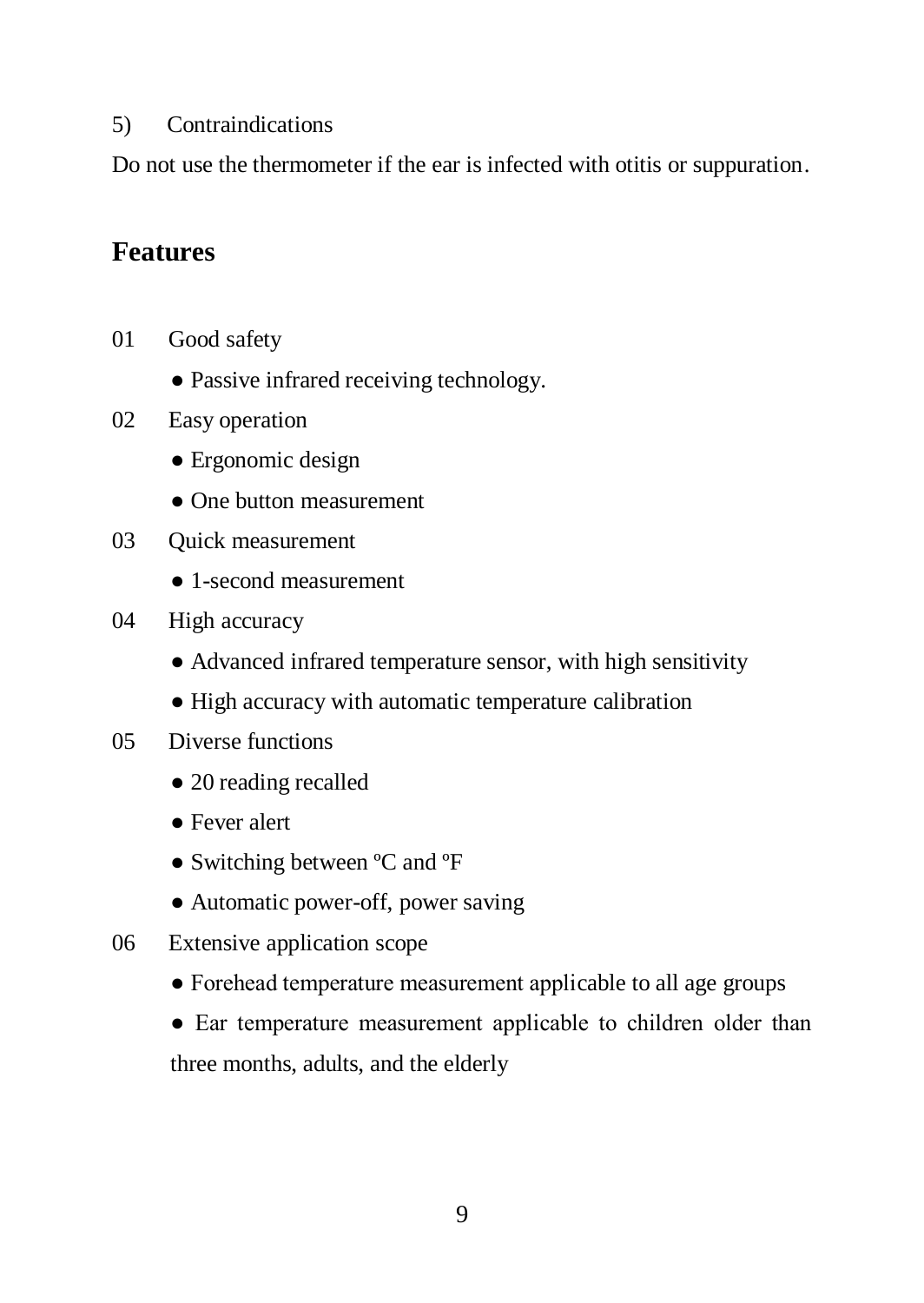5) Contraindications

Do not use the thermometer if the ear is infected with otitis or suppuration.

## Features

01 Good safety

- Passive infrared receiving technology.

02 Easy operation

- Ergonomic design
- One button measurement

03 Quick measurement

- 1-second measurement

04 High accuracy

- Advanced infrared temperature sensor, with high sensitivity
- High accuracy with automatic temperature calibration

05 Diverse functions

- 20 reading recalled
- Fever alert
- Switching between ºC and ºF
- Automatic power-off, power saving

06 Extensive application scope

- Forehead temperature measurement applicable to all age groups
- Ear temperature measurement applicable to children older than three months, adults, and the elderly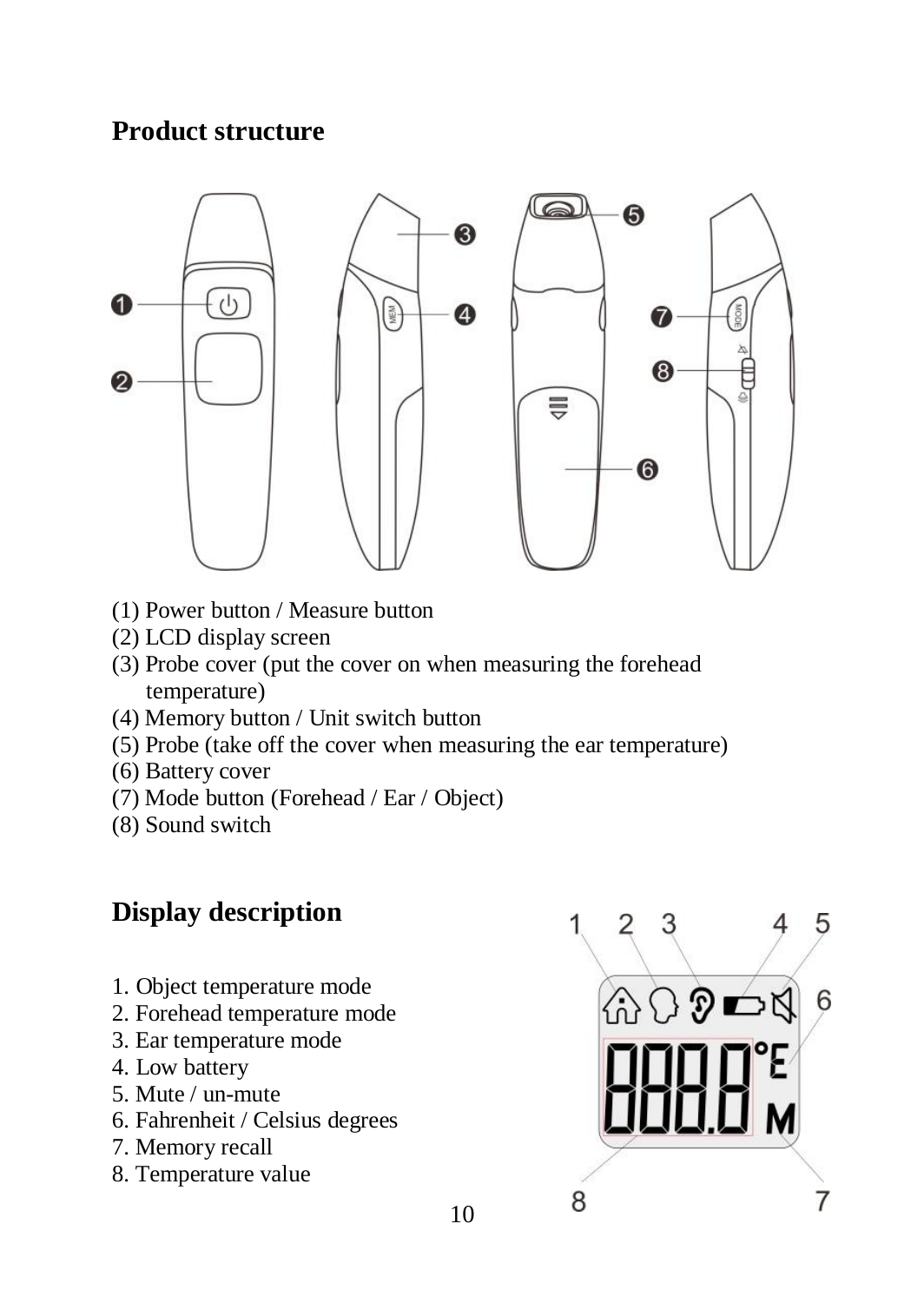## Product structure

(1) Power button / Measure button
(2) LCD display screen
(3) Probe cover (put the cover on when measuring the forehead temperature)
(4) Memory button / Unit switch button
(5) Probe (take off the cover when measuring the ear temperature)
(6) Battery cover
(7) Mode button (Forehead / Ear / Object)
(8) Sound switch

## Display description

1. Object temperature mode
2. Forehead temperature mode
3. Ear temperature mode
4. Low battery
5. Mute / un-mute
6. Fahrenheit / Celsius degrees
7. Memory recall
8. Temperature value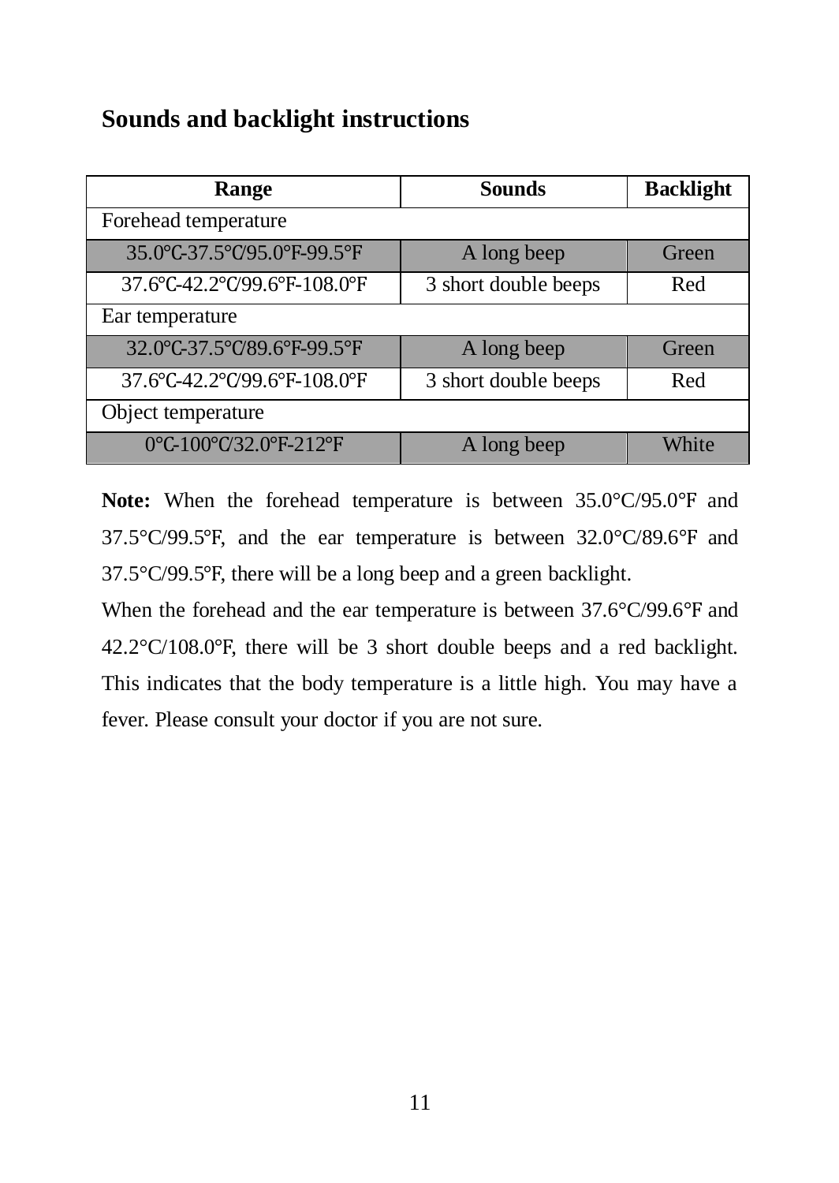## Sounds and backlight instructions

| Range | Sounds | Backlight |
|---|---|---|
| Forehead temperature | | |
| 35.0℃-37.5℃/95.0°F-99.5°F | A long beep | Green |
| 37.6℃-42.2℃/99.6°F-108.0°F | 3 short double beeps | Red |
| Ear temperature | | |
| 32.0℃-37.5℃/89.6°F-99.5°F | A long beep | Green |
| 37.6℃-42.2℃/99.6°F-108.0°F | 3 short double beeps | Red |
| Object temperature | | |
| 0℃-100℃/32.0°F-212°F | A long beep | White |

**Note:** When the forehead temperature is between 35.0°C/95.0°F and 37.5°C/99.5°F, and the ear temperature is between 32.0°C/89.6°F and 37.5°C/99.5°F, there will be a long beep and a green backlight.

When the forehead and the ear temperature is between 37.6°C/99.6°F and 42.2°C/108.0°F, there will be 3 short double beeps and a red backlight. This indicates that the body temperature is a little high. You may have a fever. Please consult your doctor if you are not sure.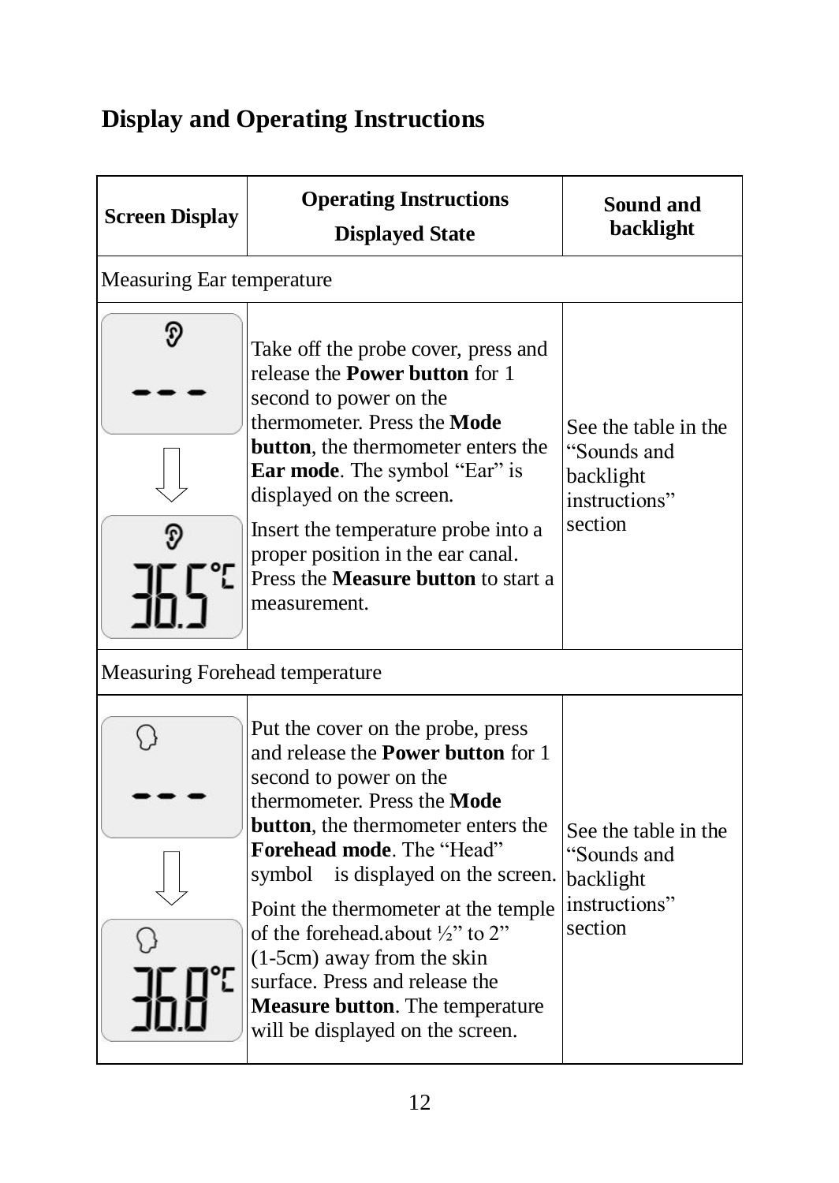## Display and Operating Instructions

| Screen Display | Operating Instructions<br>Displayed State | Sound and backlight |
|---|---|---|
| Measuring Ear temperature | | |
| --- ⇩ 36.5°C | Take off the probe cover, press and release the **Power button** for 1 second to power on the thermometer. Press the **Mode button**, the thermometer enters the **Ear mode**. The symbol "Ear" is displayed on the screen.<br>Insert the temperature probe into a proper position in the ear canal. Press the **Measure button** to start a measurement. | See the table in the "Sounds and backlight instructions" section |
| Measuring Forehead temperature | | |
| --- ⇩ 36.8°C | Put the cover on the probe, press and release the **Power button** for 1 second to power on the thermometer. Press the **Mode button**, the thermometer enters the **Forehead mode**. The "Head" symbol is displayed on the screen.<br>Point the thermometer at the temple of the forehead.about ½" to 2" (1-5cm) away from the skin surface. Press and release the **Measure button**. The temperature will be displayed on the screen. | See the table in the "Sounds and backlight instructions" section |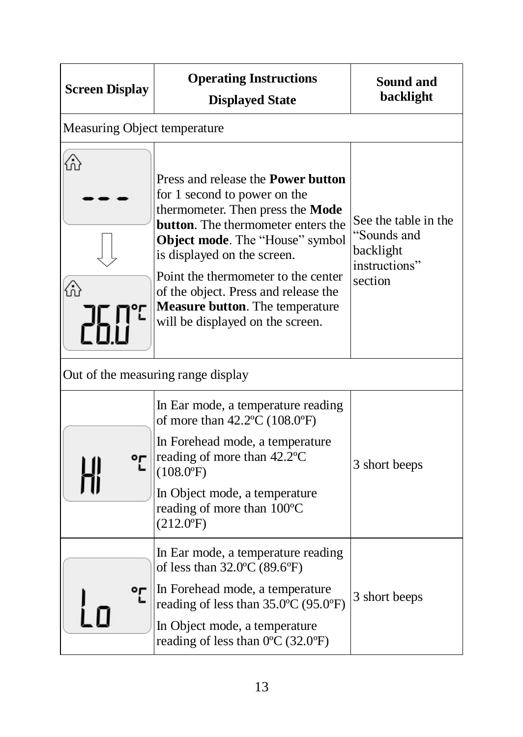| Screen Display | Operating Instructions<br>Displayed State | Sound and backlight |
|---|---|---|
| Measuring Object temperature | | |
| --- → 26.0°C | Press and release the **Power button** for 1 second to power on the thermometer. Then press the **Mode button**. The thermometer enters the **Object mode**. The "House" symbol is displayed on the screen.<br>Point the thermometer to the center of the object. Press and release the **Measure button**. The temperature will be displayed on the screen. | See the table in the "Sounds and backlight instructions" section |
| Out of the measuring range display | | |
| HI °C | In Ear mode, a temperature reading of more than 42.2ºC (108.0ºF)<br>In Forehead mode, a temperature reading of more than 42.2ºC (108.0ºF)<br>In Object mode, a temperature reading of more than 100ºC (212.0ºF) | 3 short beeps |
| Lo °C | In Ear mode, a temperature reading of less than 32.0ºC (89.6ºF)<br>In Forehead mode, a temperature reading of less than 35.0ºC (95.0ºF)<br>In Object mode, a temperature reading of less than 0ºC (32.0ºF) | 3 short beeps |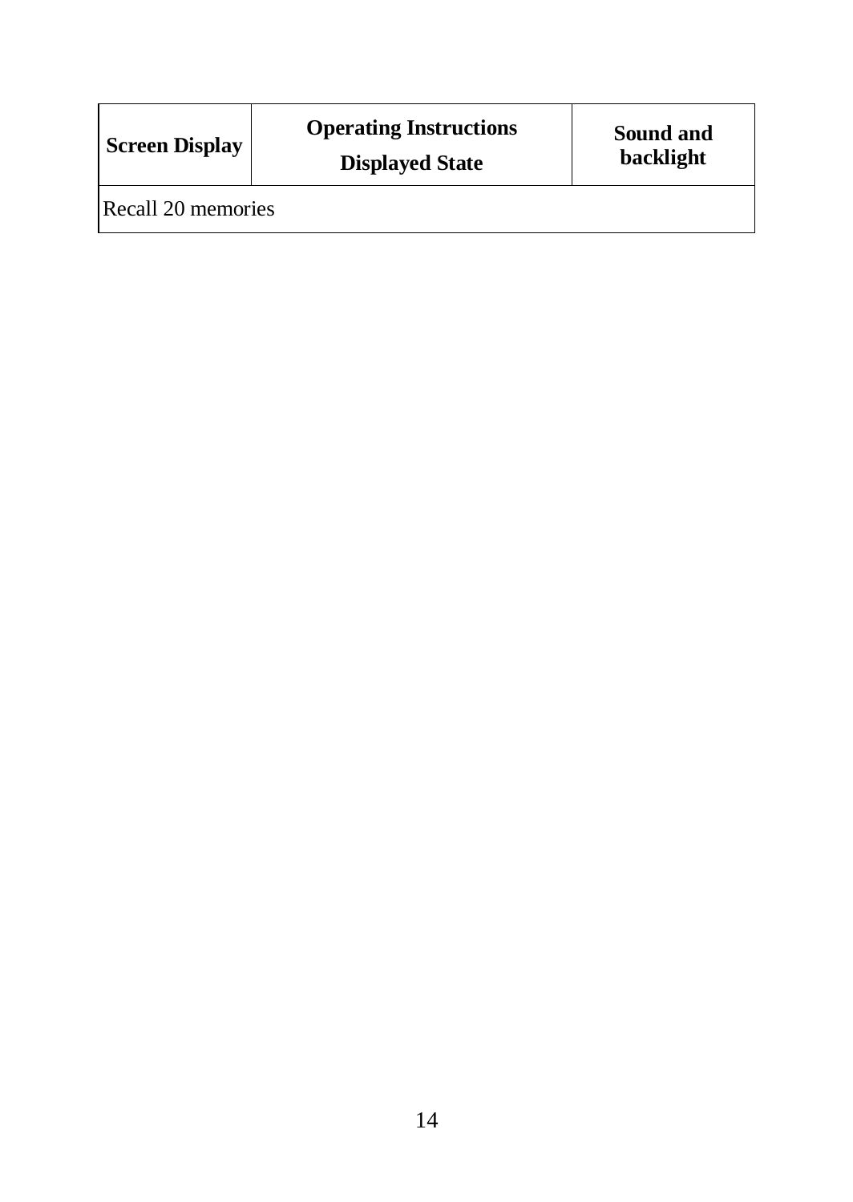| Screen Display | Operating Instructions<br>Displayed State | Sound and backlight |
| --- | --- | --- |
| Recall 20 memories | | |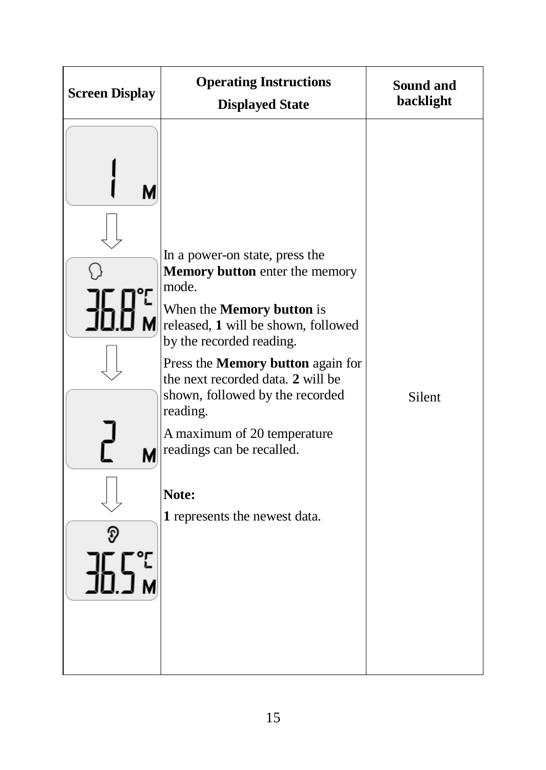| Screen Display | Operating Instructions<br>Displayed State | Sound and backlight |
|---|---|---|
| 1 M<br>↓<br>36.8 °C M<br>↓<br>2 M<br>↓<br>36.5 °C M | In a power-on state, press the **Memory button** enter the memory mode.<br><br>When the **Memory button** is released, **1** will be shown, followed by the recorded reading.<br><br>Press the **Memory button** again for the next recorded data. **2** will be shown, followed by the recorded reading.<br><br>A maximum of 20 temperature readings can be recalled.<br><br>**Note:**<br><br>**1** represents the newest data. | Silent |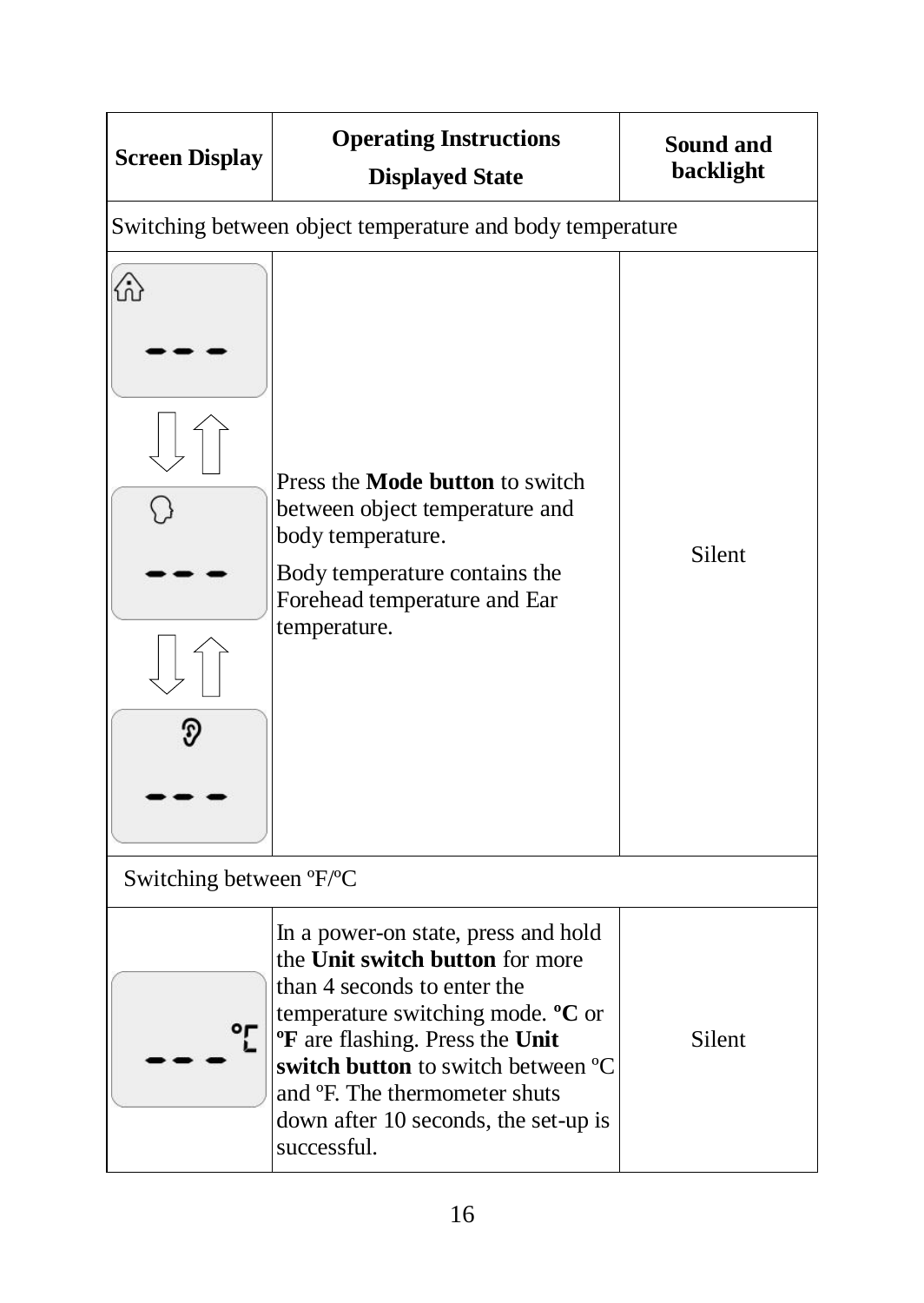| Screen Display | Operating Instructions<br>Displayed State | Sound and backlight |
|---|---|---|
| Switching between object temperature and body temperature | | |
| | Press the **Mode button** to switch between object temperature and body temperature.<br>Body temperature contains the Forehead temperature and Ear temperature. | Silent |
| Switching between ºF/ºC | | |
| | In a power-on state, press and hold the **Unit switch button** for more than 4 seconds to enter the temperature switching mode. **ºC** or **ºF** are flashing. Press the **Unit switch button** to switch between ºC and ºF. The thermometer shuts down after 10 seconds, the set-up is successful. | Silent |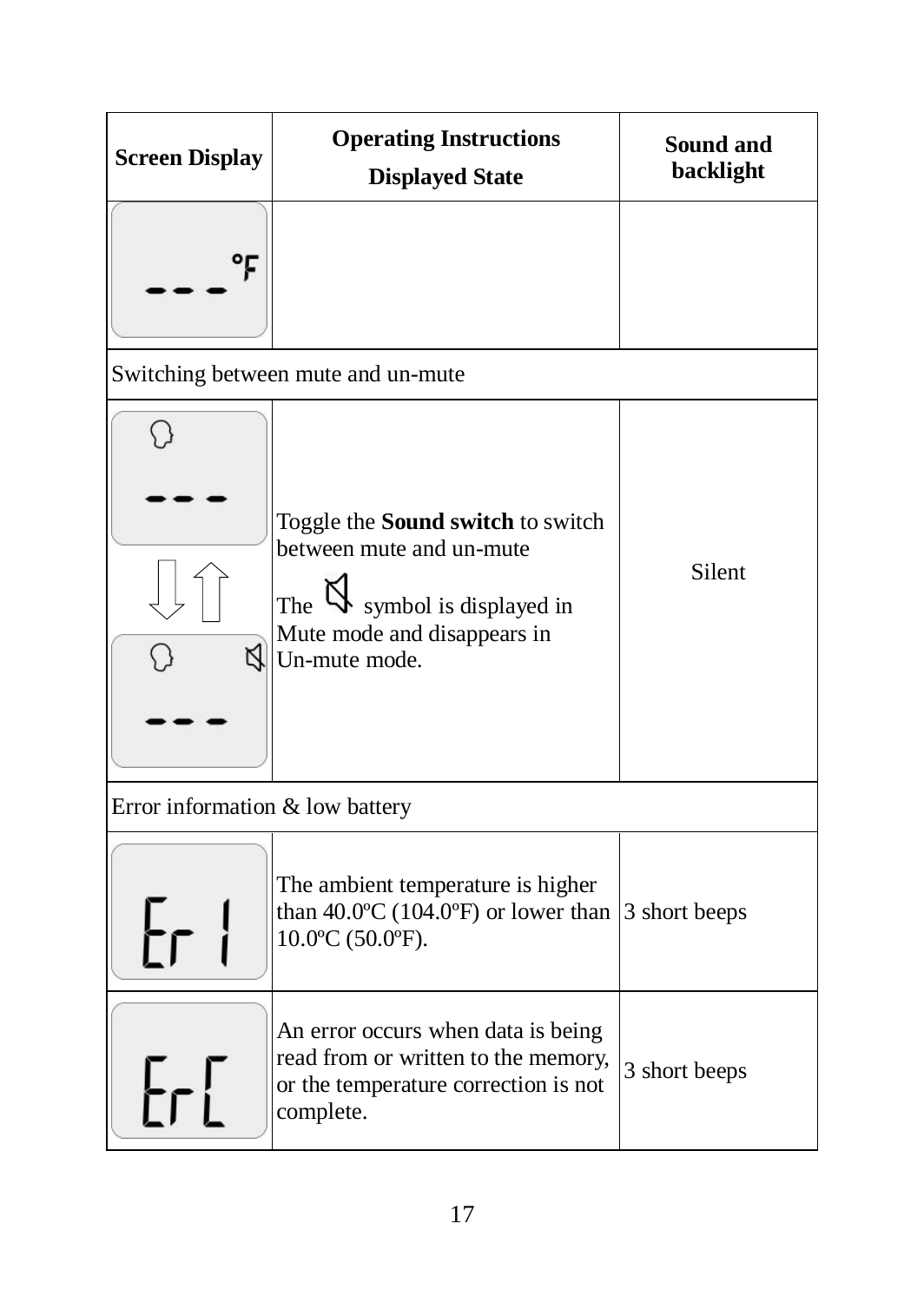| Screen Display | Operating Instructions<br>Displayed State | Sound and backlight |
|---|---|---|
| - - - °F | | |
| **Switching between mute and un-mute** | | |
| - - - ⇩⇧ - - - | Toggle the **Sound switch** to switch between mute and un-mute<br>The symbol is displayed in Mute mode and disappears in Un-mute mode. | Silent |
| **Error information & low battery** | | |
| Er1 | The ambient temperature is higher than 40.0ºC (104.0ºF) or lower than 10.0ºC (50.0ºF). | 3 short beeps |
| ErC | An error occurs when data is being read from or written to the memory, or the temperature correction is not complete. | 3 short beeps |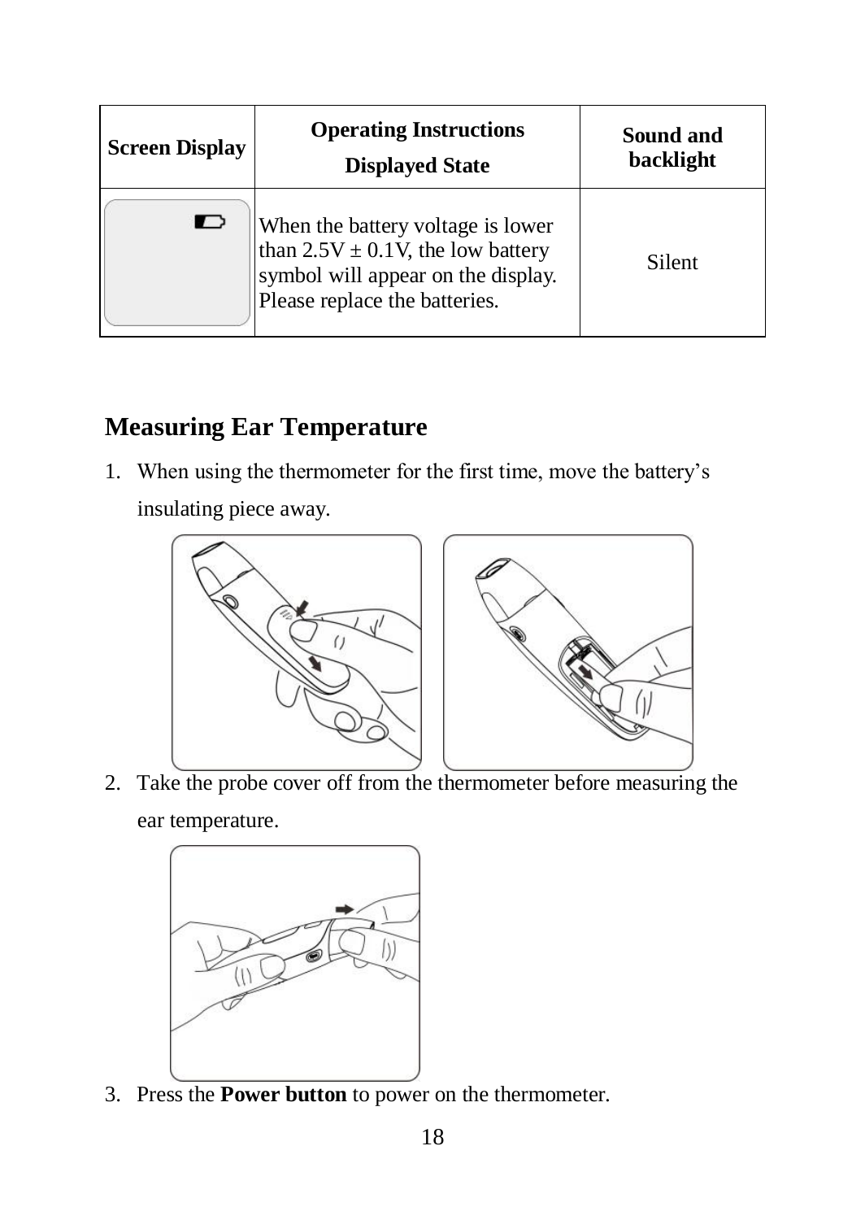| Screen Display | Operating Instructions<br>Displayed State | Sound and backlight |
|---|---|---|
| | When the battery voltage is lower than 2.5V ± 0.1V, the low battery symbol will appear on the display. Please replace the batteries. | Silent |

## Measuring Ear Temperature

1. When using the thermometer for the first time, move the battery's insulating piece away.
2. Take the probe cover off from the thermometer before measuring the ear temperature.
3. Press the **Power button** to power on the thermometer.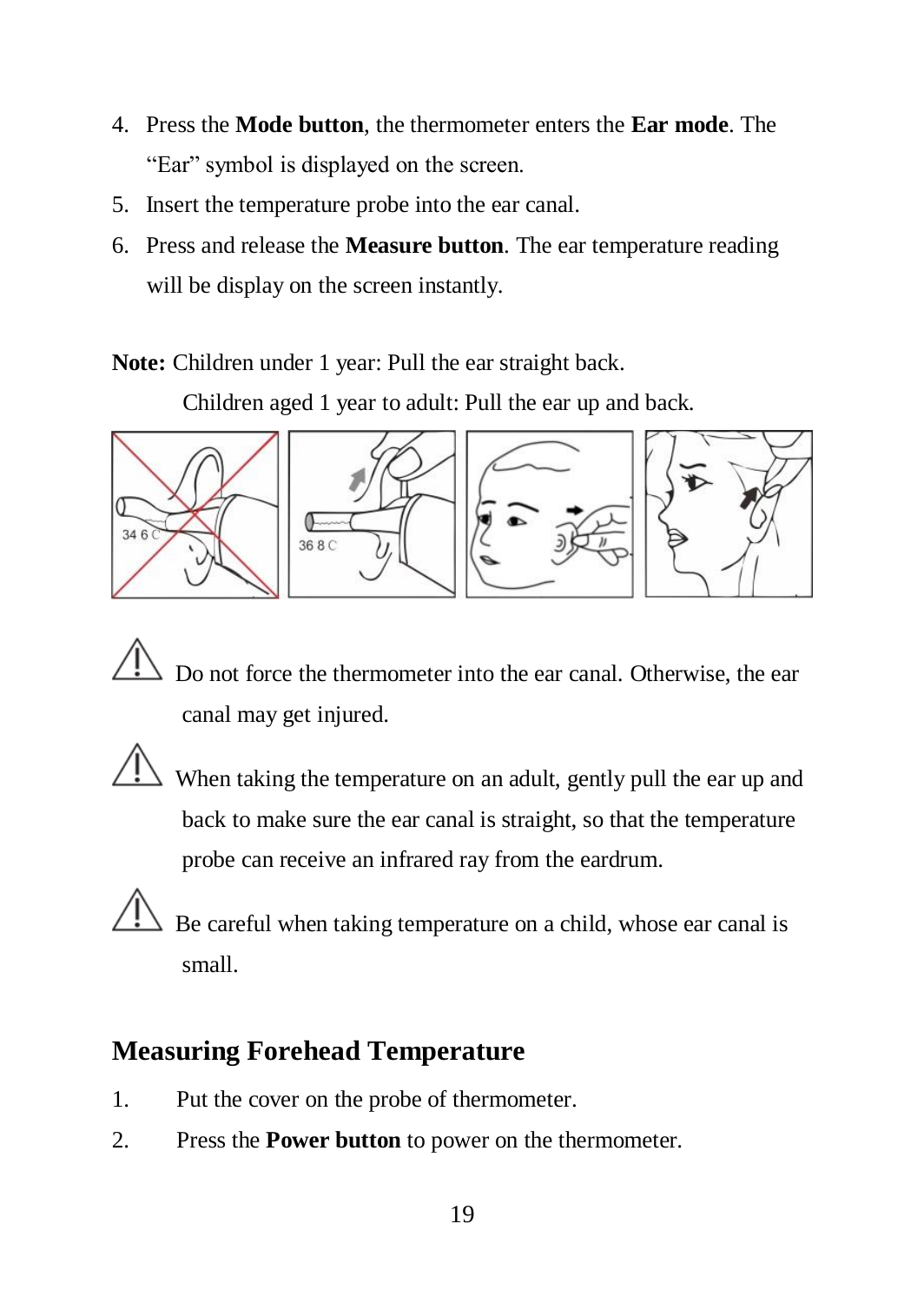4. Press the **Mode button**, the thermometer enters the **Ear mode**. The "Ear" symbol is displayed on the screen.
5. Insert the temperature probe into the ear canal.
6. Press and release the **Measure button**. The ear temperature reading will be display on the screen instantly.

**Note:** Children under 1 year: Pull the ear straight back.

Children aged 1 year to adult: Pull the ear up and back.

⚠ Do not force the thermometer into the ear canal. Otherwise, the ear canal may get injured.

⚠ When taking the temperature on an adult, gently pull the ear up and back to make sure the ear canal is straight, so that the temperature probe can receive an infrared ray from the eardrum.

⚠ Be careful when taking temperature on a child, whose ear canal is small.

## Measuring Forehead Temperature

1. Put the cover on the probe of thermometer.
2. Press the **Power button** to power on the thermometer.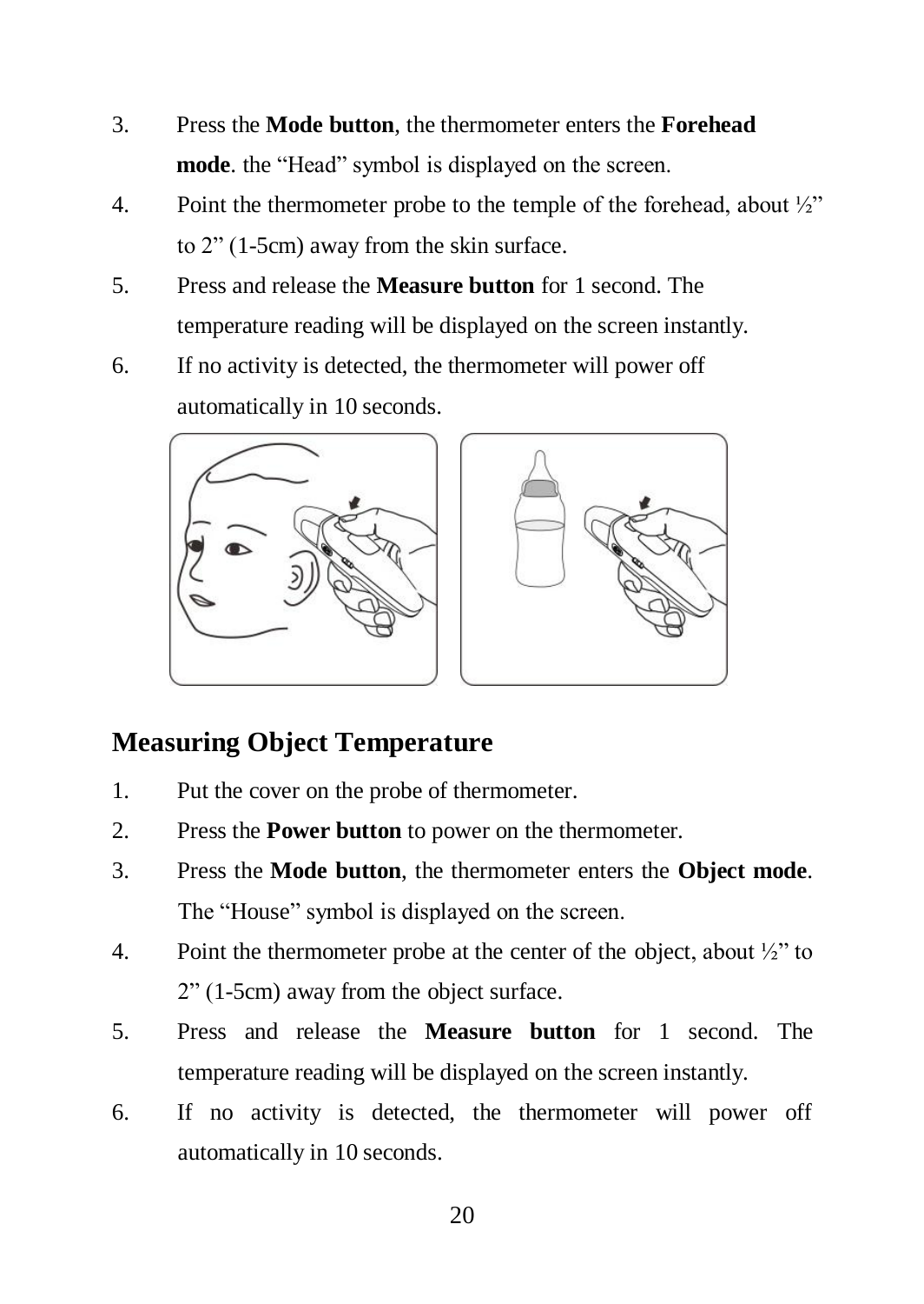3. Press the **Mode button**, the thermometer enters the **Forehead mode**. the "Head" symbol is displayed on the screen.
4. Point the thermometer probe to the temple of the forehead, about ½" to 2" (1-5cm) away from the skin surface.
5. Press and release the **Measure button** for 1 second. The temperature reading will be displayed on the screen instantly.
6. If no activity is detected, the thermometer will power off automatically in 10 seconds.

## Measuring Object Temperature

1. Put the cover on the probe of thermometer.
2. Press the **Power button** to power on the thermometer.
3. Press the **Mode button**, the thermometer enters the **Object mode**. The "House" symbol is displayed on the screen.
4. Point the thermometer probe at the center of the object, about ½" to 2" (1-5cm) away from the object surface.
5. Press and release the **Measure button** for 1 second. The temperature reading will be displayed on the screen instantly.
6. If no activity is detected, the thermometer will power off automatically in 10 seconds.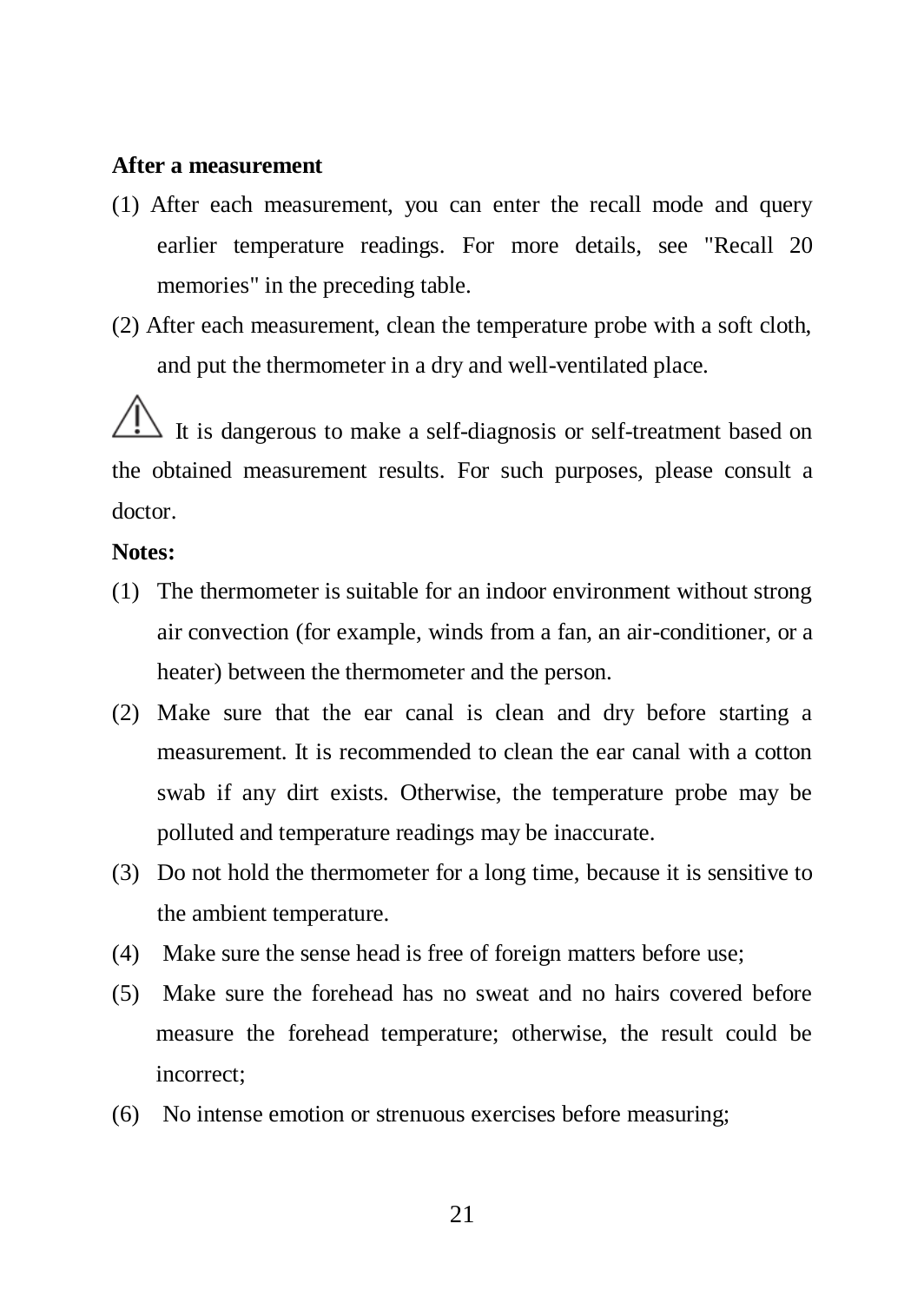**After a measurement**

(1) After each measurement, you can enter the recall mode and query earlier temperature readings. For more details, see "Recall 20 memories" in the preceding table.

(2) After each measurement, clean the temperature probe with a soft cloth, and put the thermometer in a dry and well-ventilated place.

⚠ It is dangerous to make a self-diagnosis or self-treatment based on the obtained measurement results. For such purposes, please consult a doctor.

**Notes:**

(1) The thermometer is suitable for an indoor environment without strong air convection (for example, winds from a fan, an air-conditioner, or a heater) between the thermometer and the person.

(2) Make sure that the ear canal is clean and dry before starting a measurement. It is recommended to clean the ear canal with a cotton swab if any dirt exists. Otherwise, the temperature probe may be polluted and temperature readings may be inaccurate.

(3) Do not hold the thermometer for a long time, because it is sensitive to the ambient temperature.

(4) Make sure the sense head is free of foreign matters before use;

(5) Make sure the forehead has no sweat and no hairs covered before measure the forehead temperature; otherwise, the result could be incorrect;

(6) No intense emotion or strenuous exercises before measuring;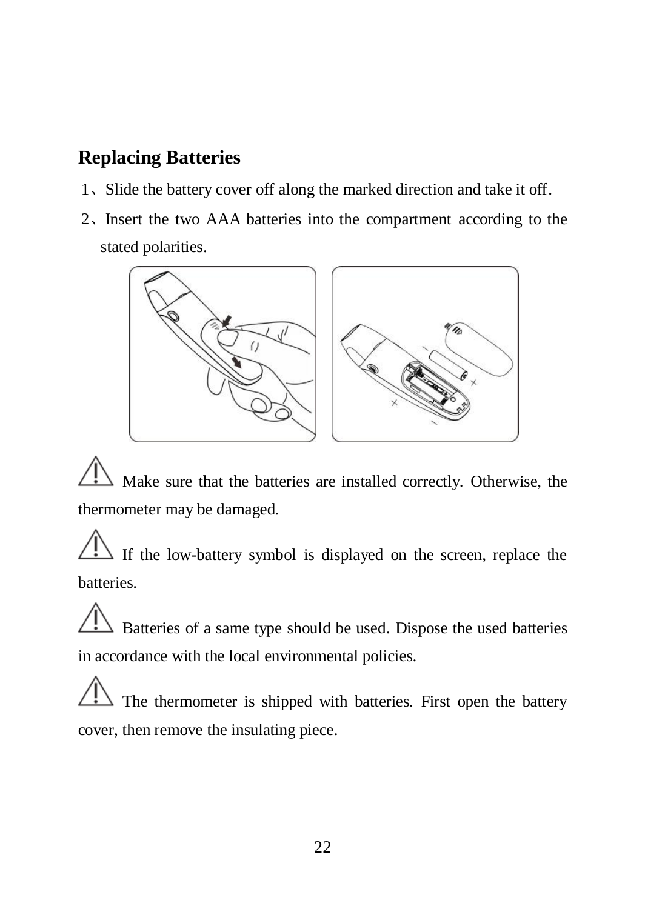## Replacing Batteries

1、Slide the battery cover off along the marked direction and take it off.

2、Insert the two AAA batteries into the compartment according to the stated polarities.

⚠ Make sure that the batteries are installed correctly. Otherwise, the thermometer may be damaged.

⚠ If the low-battery symbol is displayed on the screen, replace the batteries.

⚠ Batteries of a same type should be used. Dispose the used batteries in accordance with the local environmental policies.

⚠ The thermometer is shipped with batteries. First open the battery cover, then remove the insulating piece.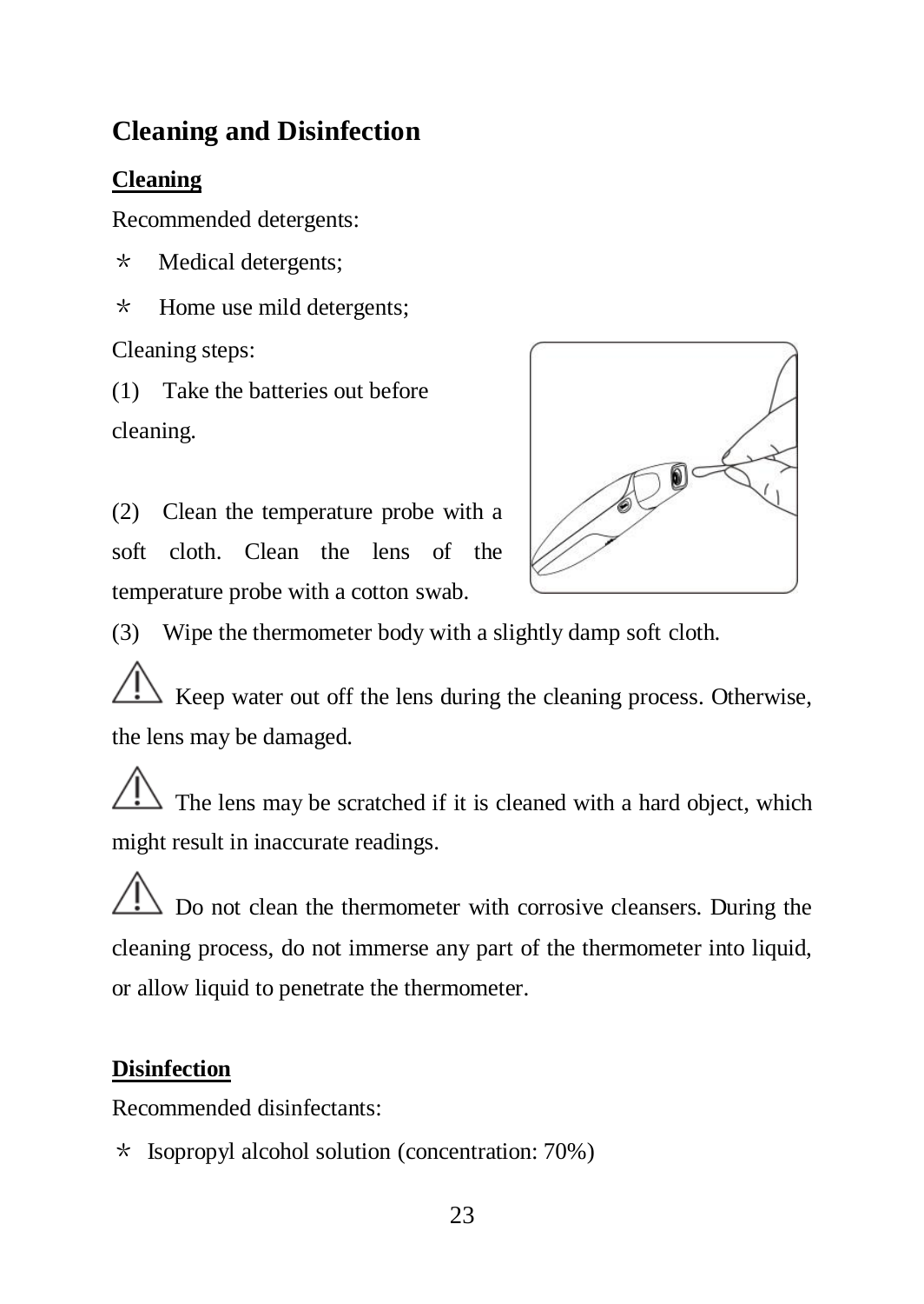## Cleaning and Disinfection

### Cleaning

Recommended detergents:

＊ Medical detergents;

＊ Home use mild detergents;

Cleaning steps:

(1) Take the batteries out before cleaning.

(2) Clean the temperature probe with a soft cloth. Clean the lens of the temperature probe with a cotton swab.

(3) Wipe the thermometer body with a slightly damp soft cloth.

⚠ Keep water out off the lens during the cleaning process. Otherwise, the lens may be damaged.

⚠ The lens may be scratched if it is cleaned with a hard object, which might result in inaccurate readings.

⚠ Do not clean the thermometer with corrosive cleansers. During the cleaning process, do not immerse any part of the thermometer into liquid, or allow liquid to penetrate the thermometer.

### Disinfection

Recommended disinfectants:

＊ Isopropyl alcohol solution (concentration: 70%)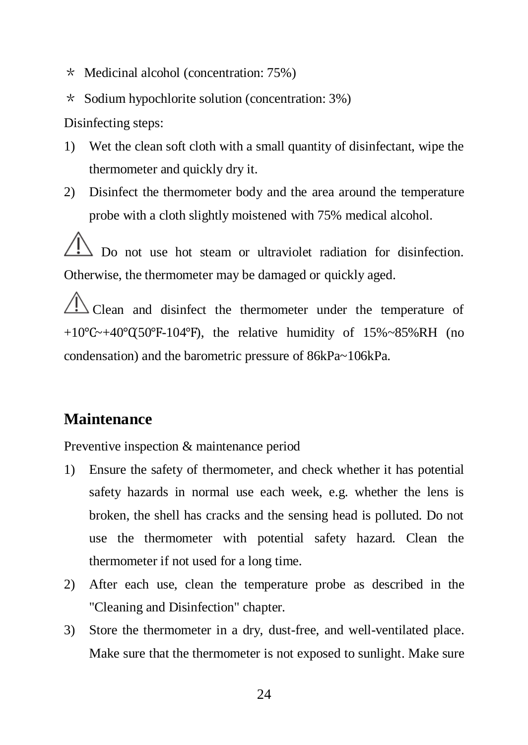* Medicinal alcohol (concentration: 75%)

* Sodium hypochlorite solution (concentration: 3%)

Disinfecting steps:

1) Wet the clean soft cloth with a small quantity of disinfectant, wipe the thermometer and quickly dry it.
2) Disinfect the thermometer body and the area around the temperature probe with a cloth slightly moistened with 75% medical alcohol.

⚠ Do not use hot steam or ultraviolet radiation for disinfection. Otherwise, the thermometer may be damaged or quickly aged.

⚠ Clean and disinfect the thermometer under the temperature of +10℃~+40℃(50℉-104℉), the relative humidity of 15%~85%RH (no condensation) and the barometric pressure of 86kPa~106kPa.

## Maintenance

Preventive inspection & maintenance period

1) Ensure the safety of thermometer, and check whether it has potential safety hazards in normal use each week, e.g. whether the lens is broken, the shell has cracks and the sensing head is polluted. Do not use the thermometer with potential safety hazard. Clean the thermometer if not used for a long time.
2) After each use, clean the temperature probe as described in the "Cleaning and Disinfection" chapter.
3) Store the thermometer in a dry, dust-free, and well-ventilated place. Make sure that the thermometer is not exposed to sunlight. Make sure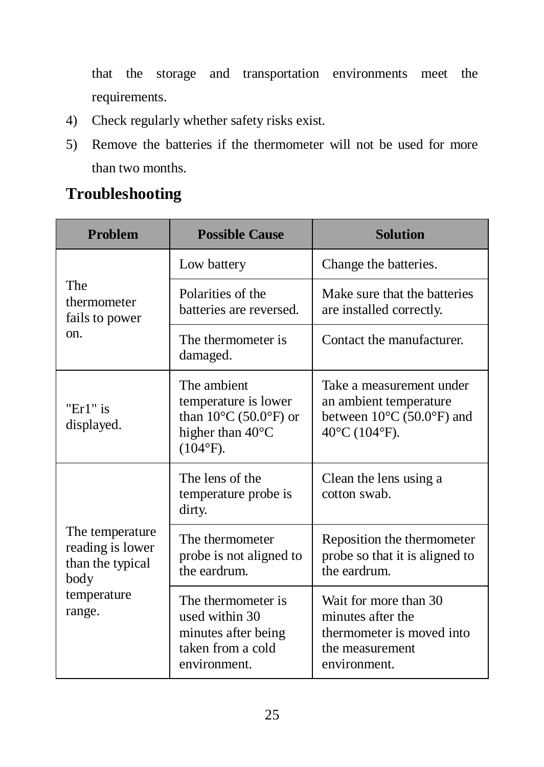that the storage and transportation environments meet the requirements.

4) Check regularly whether safety risks exist.
5) Remove the batteries if the thermometer will not be used for more than two months.

## Troubleshooting

| Problem | Possible Cause | Solution |
|---|---|---|
| The thermometer fails to power on. | Low battery | Change the batteries. |
| | Polarities of the batteries are reversed. | Make sure that the batteries are installed correctly. |
| | The thermometer is damaged. | Contact the manufacturer. |
| "Er1" is displayed. | The ambient temperature is lower than 10°C (50.0°F) or higher than 40°C (104°F). | Take a measurement under an ambient temperature between 10°C (50.0°F) and 40°C (104°F). |
| The temperature reading is lower than the typical body temperature range. | The lens of the temperature probe is dirty. | Clean the lens using a cotton swab. |
| | The thermometer probe is not aligned to the eardrum. | Reposition the thermometer probe so that it is aligned to the eardrum. |
| | The thermometer is used within 30 minutes after being taken from a cold environment. | Wait for more than 30 minutes after the thermometer is moved into the measurement environment. |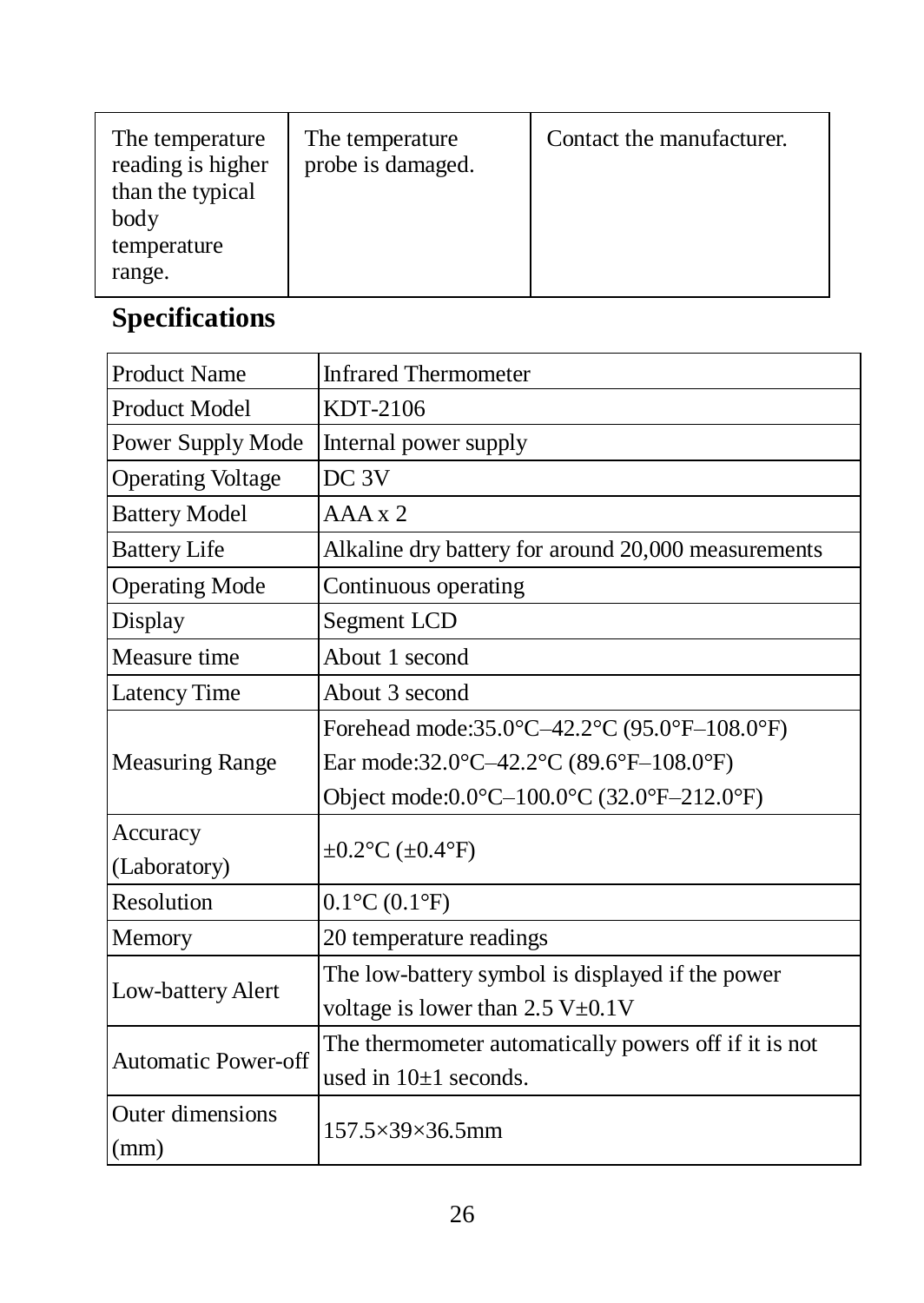| The temperature reading is higher than the typical body temperature range. | The temperature probe is damaged. | Contact the manufacturer. |
|---|---|---|

## Specifications

| Product Name | Infrared Thermometer |
|---|---|
| Product Model | KDT-2106 |
| Power Supply Mode | Internal power supply |
| Operating Voltage | DC 3V |
| Battery Model | AAA x 2 |
| Battery Life | Alkaline dry battery for around 20,000 measurements |
| Operating Mode | Continuous operating |
| Display | Segment LCD |
| Measure time | About 1 second |
| Latency Time | About 3 second |
| Measuring Range | Forehead mode:35.0°C–42.2°C (95.0°F–108.0°F)<br>Ear mode:32.0°C–42.2°C (89.6°F–108.0°F)<br>Object mode:0.0°C–100.0°C (32.0°F–212.0°F) |
| Accuracy (Laboratory) | ±0.2°C (±0.4°F) |
| Resolution | 0.1°C (0.1°F) |
| Memory | 20 temperature readings |
| Low-battery Alert | The low-battery symbol is displayed if the power voltage is lower than 2.5 V±0.1V |
| Automatic Power-off | The thermometer automatically powers off if it is not used in 10±1 seconds. |
| Outer dimensions (mm) | 157.5×39×36.5mm |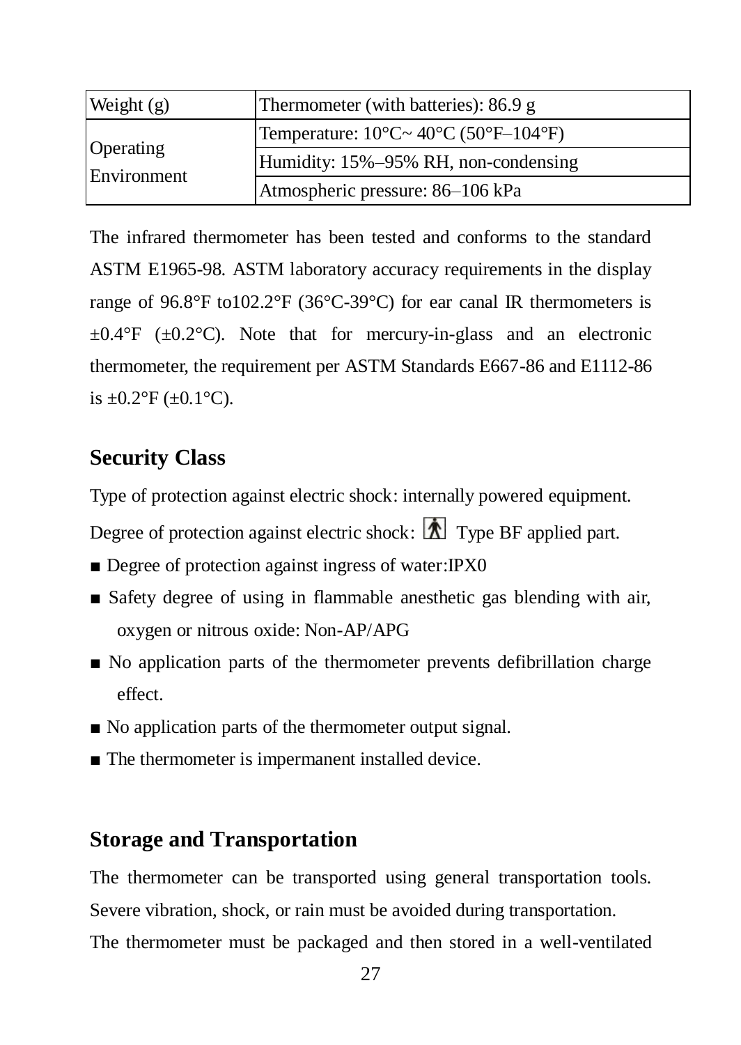| Weight (g) | Thermometer (with batteries): 86.9 g |
|---|---|
| Operating Environment | Temperature: 10°C~ 40°C (50°F–104°F) |
| | Humidity: 15%–95% RH, non-condensing |
| | Atmospheric pressure: 86–106 kPa |

The infrared thermometer has been tested and conforms to the standard ASTM E1965-98. ASTM laboratory accuracy requirements in the display range of 96.8°F to102.2°F (36°C-39°C) for ear canal IR thermometers is ±0.4°F (±0.2°C). Note that for mercury-in-glass and an electronic thermometer, the requirement per ASTM Standards E667-86 and E1112-86 is ±0.2°F (±0.1°C).

## Security Class

Type of protection against electric shock: internally powered equipment.

Degree of protection against electric shock: Type BF applied part.

- Degree of protection against ingress of water:IPX0
- Safety degree of using in flammable anesthetic gas blending with air, oxygen or nitrous oxide: Non-AP/APG
- No application parts of the thermometer prevents defibrillation charge effect.
- No application parts of the thermometer output signal.
- The thermometer is impermanent installed device.

## Storage and Transportation

The thermometer can be transported using general transportation tools. Severe vibration, shock, or rain must be avoided during transportation.

The thermometer must be packaged and then stored in a well-ventilated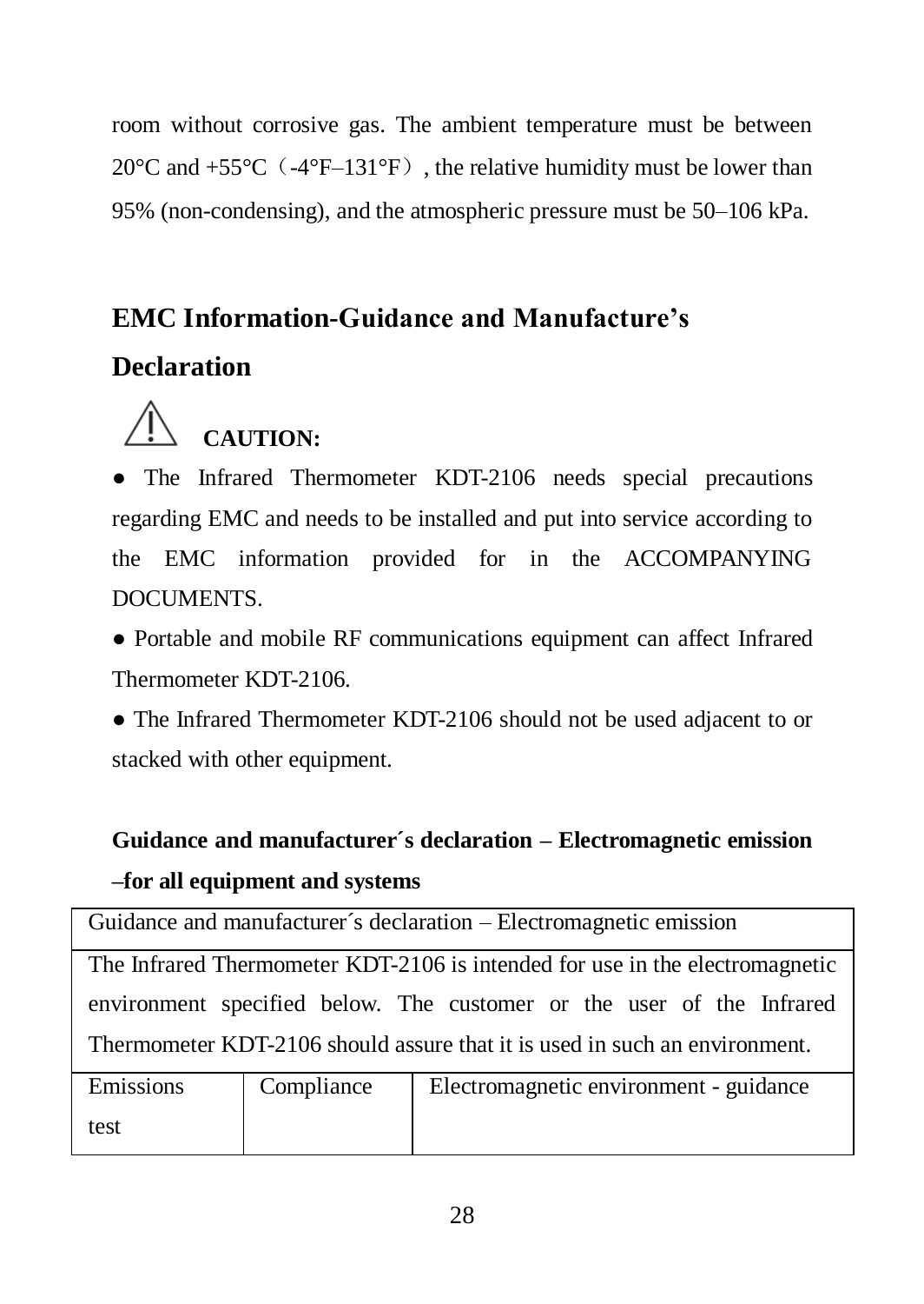room without corrosive gas. The ambient temperature must be between 20°C and +55°C（-4°F–131°F）, the relative humidity must be lower than 95% (non-condensing), and the atmospheric pressure must be 50–106 kPa.

## EMC Information-Guidance and Manufacture's Declaration

⚠ **CAUTION:**

● The Infrared Thermometer KDT-2106 needs special precautions regarding EMC and needs to be installed and put into service according to the EMC information provided for in the ACCOMPANYING DOCUMENTS.

● Portable and mobile RF communications equipment can affect Infrared Thermometer KDT-2106.

● The Infrared Thermometer KDT-2106 should not be used adjacent to or stacked with other equipment.

**Guidance and manufacturer´s declaration – Electromagnetic emission –for all equipment and systems**

| Guidance and manufacturer´s declaration – Electromagnetic emission | | |
|---|---|---|
| The Infrared Thermometer KDT-2106 is intended for use in the electromagnetic environment specified below. The customer or the user of the Infrared Thermometer KDT-2106 should assure that it is used in such an environment. | | |
| Emissions test | Compliance | Electromagnetic environment - guidance |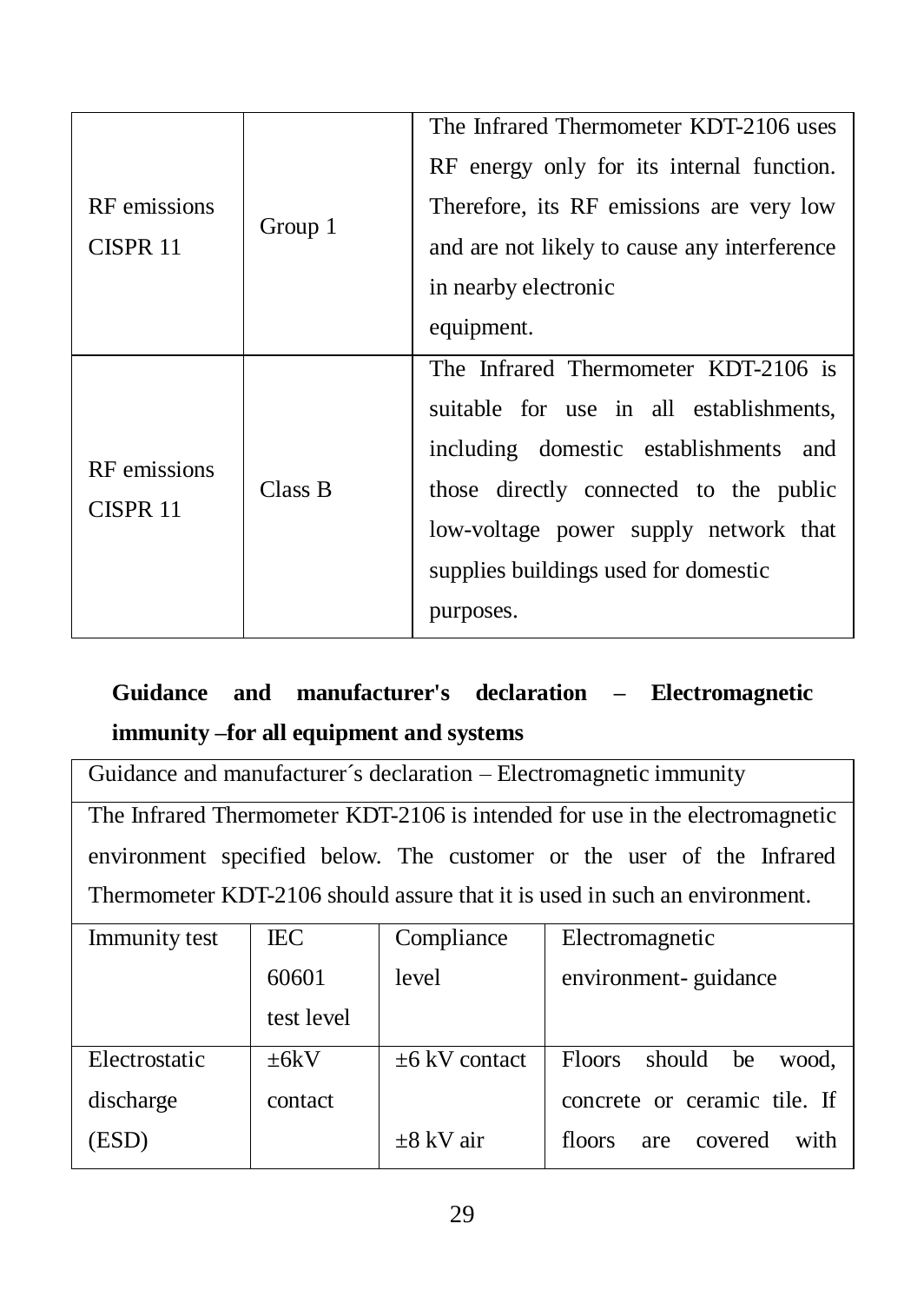| RF emissions CISPR 11 | Group 1 | The Infrared Thermometer KDT-2106 uses RF energy only for its internal function. Therefore, its RF emissions are very low and are not likely to cause any interference in nearby electronic equipment. |
|---|---|---|
| RF emissions CISPR 11 | Class B | The Infrared Thermometer KDT-2106 is suitable for use in all establishments, including domestic establishments and those directly connected to the public low-voltage power supply network that supplies buildings used for domestic purposes. |

**Guidance and manufacturer's declaration – Electromagnetic immunity –for all equipment and systems**

| Guidance and manufacturer´s declaration – Electromagnetic immunity | | | |
|---|---|---|---|
| The Infrared Thermometer KDT-2106 is intended for use in the electromagnetic environment specified below. The customer or the user of the Infrared Thermometer KDT-2106 should assure that it is used in such an environment. | | | |
| Immunity test | IEC 60601 test level | Compliance level | Electromagnetic environment- guidance |
| Electrostatic discharge (ESD) | ±6kV contact | ±6 kV contact<br><br>±8 kV air | Floors should be wood, concrete or ceramic tile. If floors are covered with |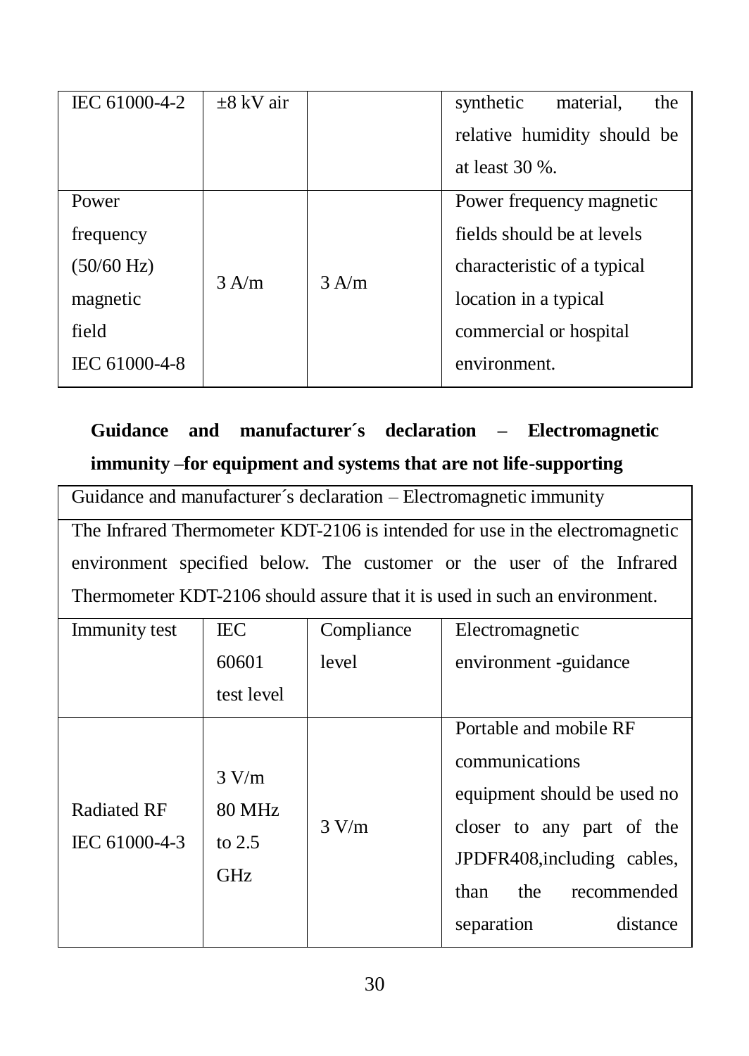| IEC 61000-4-2 | ±8 kV air | | synthetic material, the relative humidity should be at least 30 %. |
|---|---|---|---|
| Power frequency (50/60 Hz) magnetic field IEC 61000-4-8 | 3 A/m | 3 A/m | Power frequency magnetic fields should be at levels characteristic of a typical location in a typical commercial or hospital environment. |

**Guidance and manufacturer´s declaration – Electromagnetic immunity –for equipment and systems that are not life-supporting**

| Guidance and manufacturer´s declaration – Electromagnetic immunity | | | |
|---|---|---|---|
| The Infrared Thermometer KDT-2106 is intended for use in the electromagnetic environment specified below. The customer or the user of the Infrared Thermometer KDT-2106 should assure that it is used in such an environment. | | | |
| Immunity test | IEC 60601 test level | Compliance level | Electromagnetic environment -guidance |
| Radiated RF IEC 61000-4-3 | 3 V/m 80 MHz to 2.5 GHz | 3 V/m | Portable and mobile RF communications equipment should be used no closer to any part of the JPDFR408,including cables, than the recommended separation distance |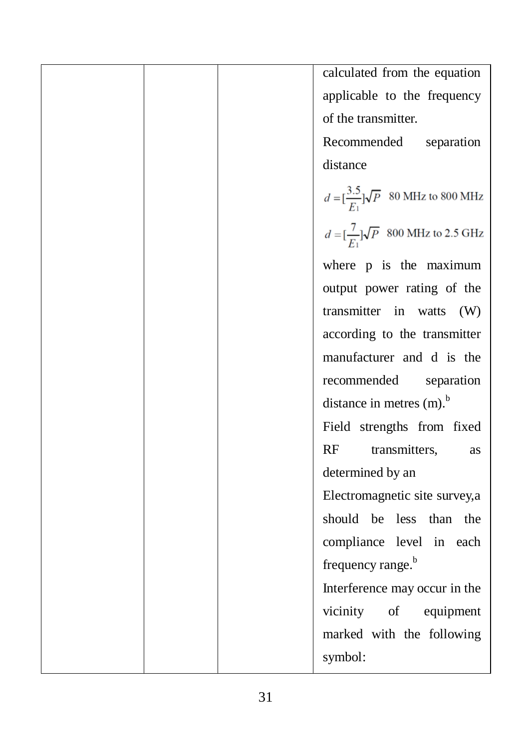| | | | calculated from the equation applicable to the frequency of the transmitter.<br>Recommended separation distance<br>$d = [\frac{3.5}{E_1}]\sqrt{P}$ 80 MHz to 800 MHz<br>$d = [\frac{7}{E_1}]\sqrt{P}$ 800 MHz to 2.5 GHz<br>where p is the maximum output power rating of the transmitter in watts (W) according to the transmitter manufacturer and d is the recommended separation distance in metres (m).[b]<br>Field strengths from fixed RF transmitters, as determined by an Electromagnetic site survey,a should be less than the compliance level in each frequency range.[b]<br>Interference may occur in the vicinity of equipment marked with the following symbol: |
|---|---|---|---|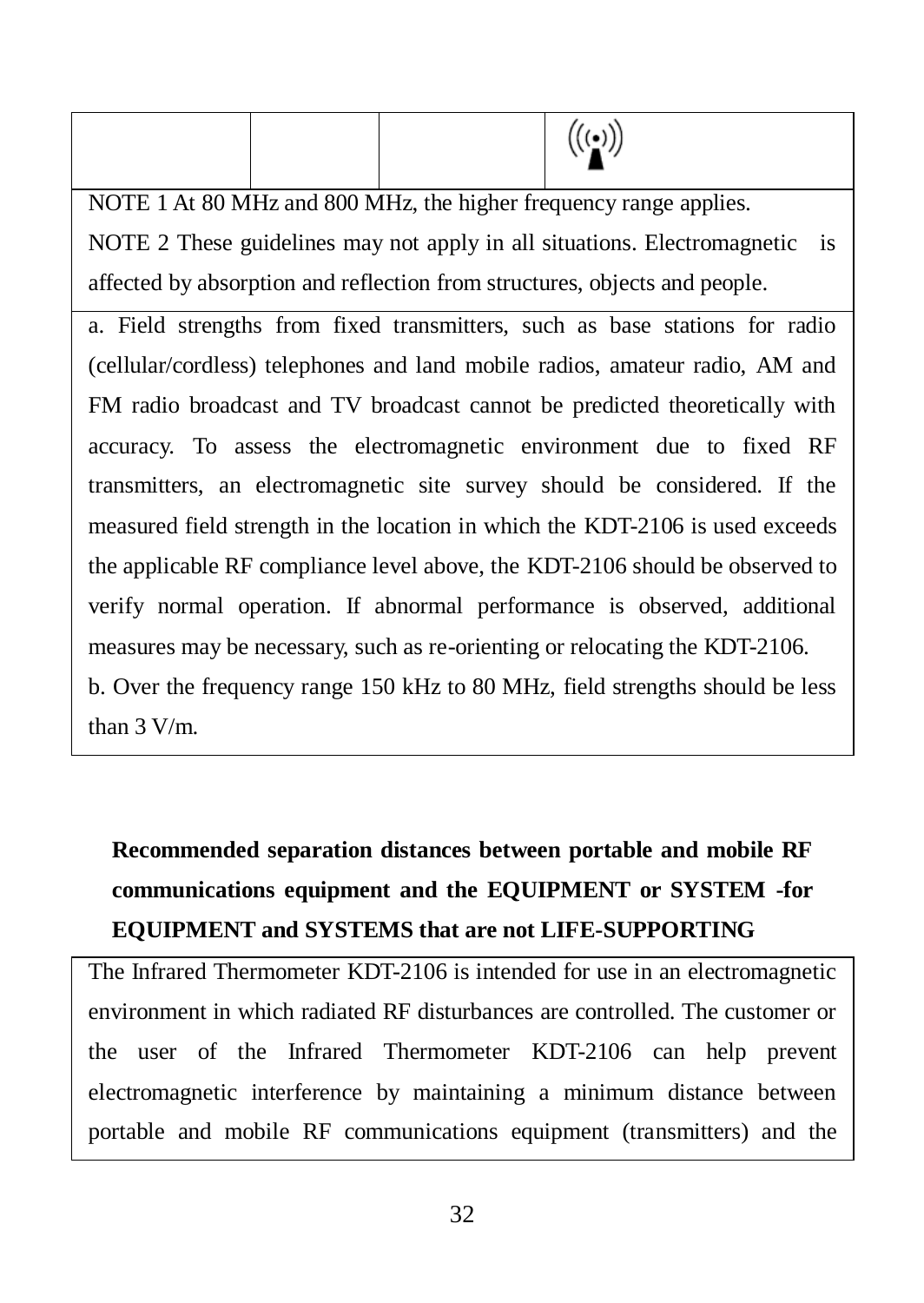| | | | ((•)) |
|---|---|---|---|

NOTE 1 At 80 MHz and 800 MHz, the higher frequency range applies.

NOTE 2 These guidelines may not apply in all situations. Electromagnetic is affected by absorption and reflection from structures, objects and people.

a. Field strengths from fixed transmitters, such as base stations for radio (cellular/cordless) telephones and land mobile radios, amateur radio, AM and FM radio broadcast and TV broadcast cannot be predicted theoretically with accuracy. To assess the electromagnetic environment due to fixed RF transmitters, an electromagnetic site survey should be considered. If the measured field strength in the location in which the KDT-2106 is used exceeds the applicable RF compliance level above, the KDT-2106 should be observed to verify normal operation. If abnormal performance is observed, additional measures may be necessary, such as re-orienting or relocating the KDT-2106.

b. Over the frequency range 150 kHz to 80 MHz, field strengths should be less than 3 V/m.

**Recommended separation distances between portable and mobile RF communications equipment and the EQUIPMENT or SYSTEM -for EQUIPMENT and SYSTEMS that are not LIFE-SUPPORTING**

The Infrared Thermometer KDT-2106 is intended for use in an electromagnetic environment in which radiated RF disturbances are controlled. The customer or the user of the Infrared Thermometer KDT-2106 can help prevent electromagnetic interference by maintaining a minimum distance between portable and mobile RF communications equipment (transmitters) and the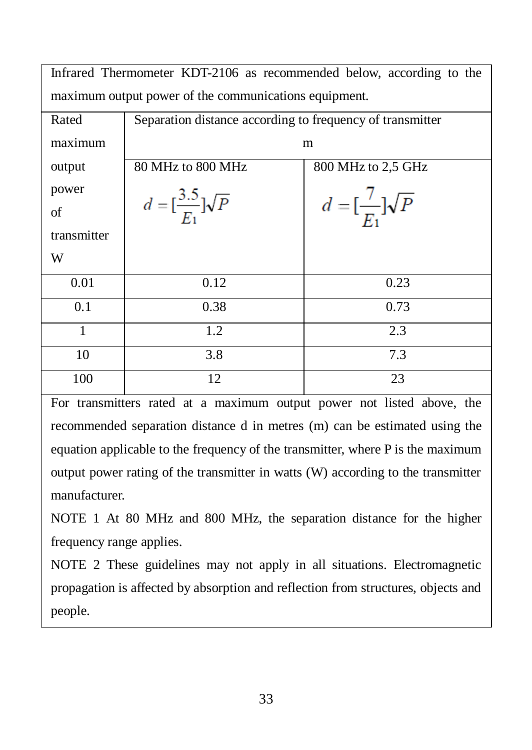Infrared Thermometer KDT-2106 as recommended below, according to the maximum output power of the communications equipment.

| Rated maximum output power of transmitter W | Separation distance according to frequency of transmitter m | |
|---|---|---|
| | 80 MHz to 800 MHz $d = [\frac{3.5}{E_1}]\sqrt{P}$ | 800 MHz to 2,5 GHz $d = [\frac{7}{E_1}]\sqrt{P}$ |
| 0.01 | 0.12 | 0.23 |
| 0.1 | 0.38 | 0.73 |
| 1 | 1.2 | 2.3 |
| 10 | 3.8 | 7.3 |
| 100 | 12 | 23 |

For transmitters rated at a maximum output power not listed above, the recommended separation distance d in metres (m) can be estimated using the equation applicable to the frequency of the transmitter, where P is the maximum output power rating of the transmitter in watts (W) according to the transmitter manufacturer.

NOTE 1 At 80 MHz and 800 MHz, the separation distance for the higher frequency range applies.

NOTE 2 These guidelines may not apply in all situations. Electromagnetic propagation is affected by absorption and reflection from structures, objects and people.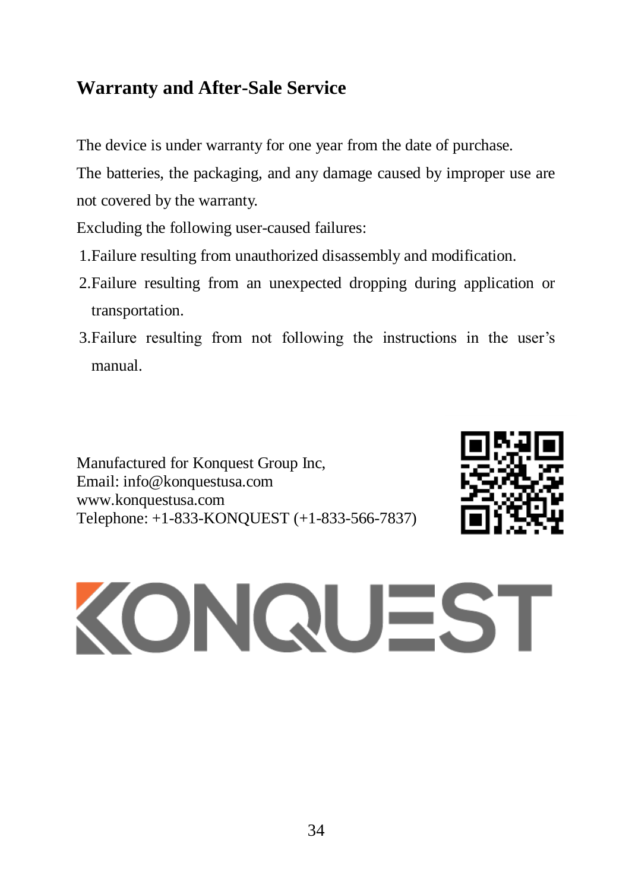## Warranty and After-Sale Service

The device is under warranty for one year from the date of purchase.

The batteries, the packaging, and any damage caused by improper use are not covered by the warranty.

Excluding the following user-caused failures:

1. Failure resulting from unauthorized disassembly and modification.
2. Failure resulting from an unexpected dropping during application or transportation.
3. Failure resulting from not following the instructions in the user's manual.

Manufactured for Konquest Group Inc,
Email: info@konquestusa.com
www.konquestusa.com
Telephone: +1-833-KONQUEST (+1-833-566-7837)

KONQUEST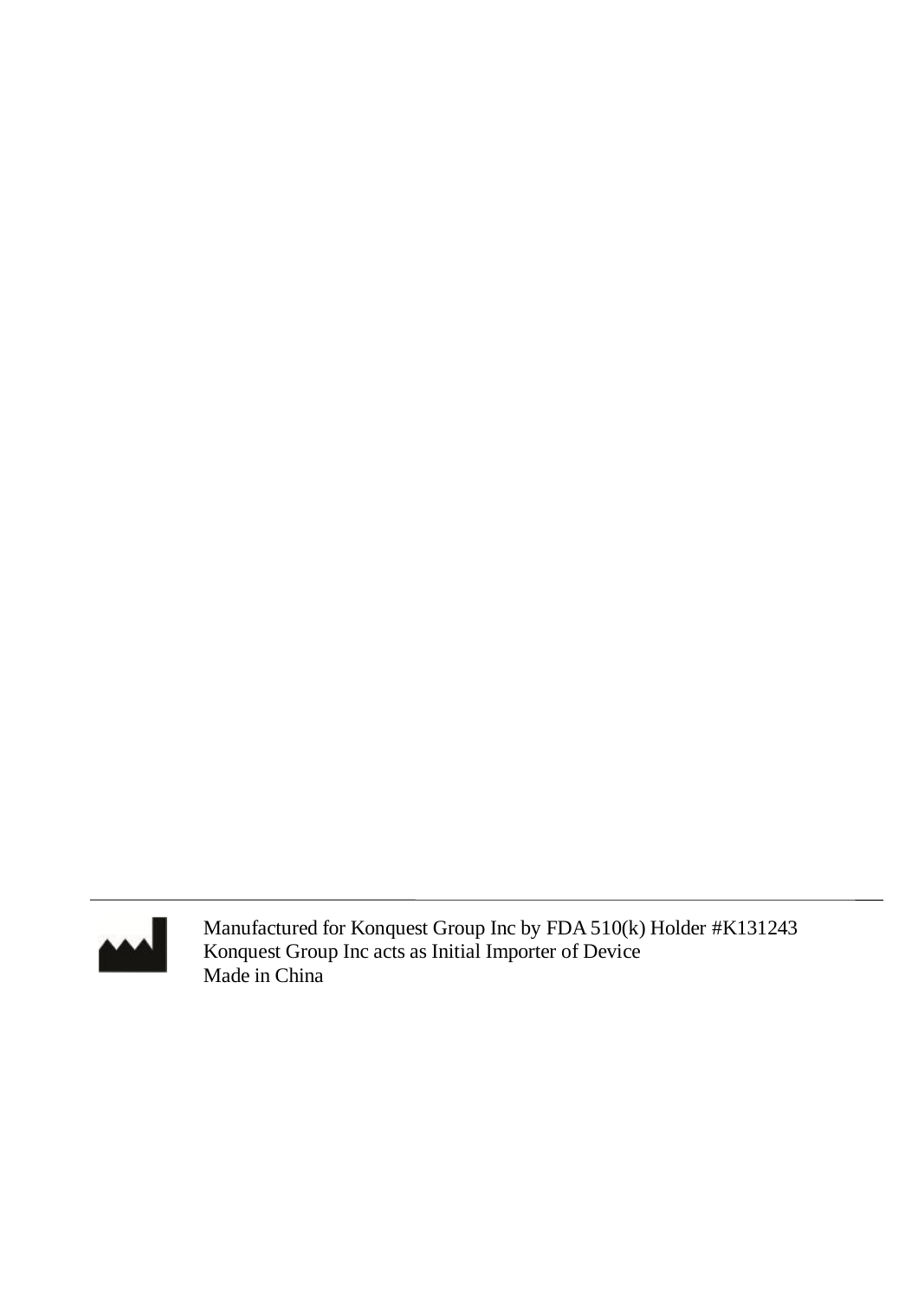---

Manufactured for Konquest Group Inc by FDA 510(k) Holder #K131243
Konquest Group Inc acts as Initial Importer of Device
Made in China